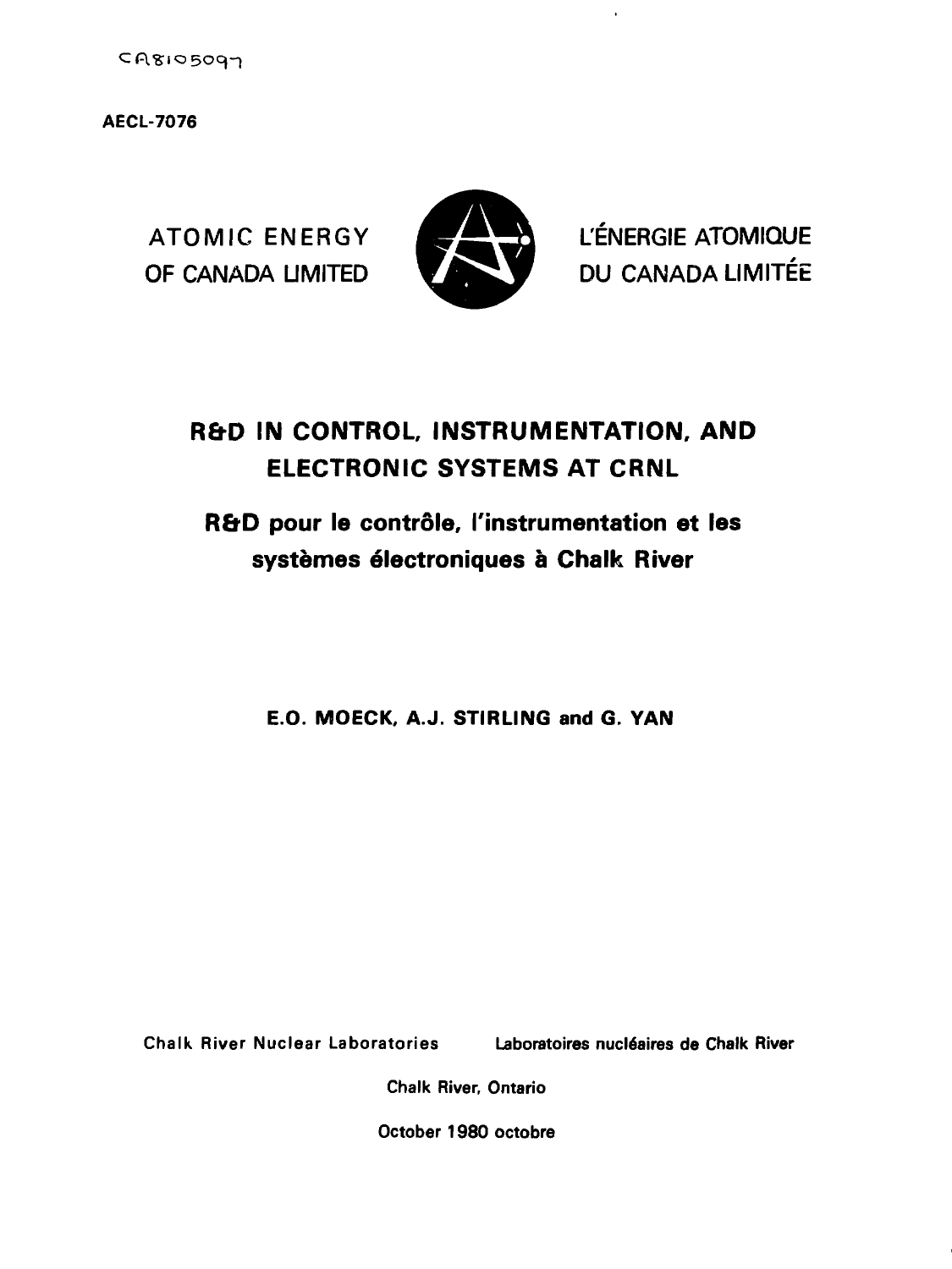CA8105097

AECL-7076

ATOMIC ENERGY OF CANADA LIMITED

L'ÉNERGIE ATOMIQUE DU CANADA LIMITÉE

# R&D IN CONTROL, INSTRUMENTATION, AND ELECTRONIC SYSTEMS AT CRNL

## R&D pour le contrôle, l'instrumentation et les systèmes électroniques à Chalk River

**E.O. MOECK, A.J. STIRLING and G. YAN**

Chalk River Nuclear Laboratories    Laboratoires nucléaires de Chalk River

Chalk River, Ontario

October 1980 octobre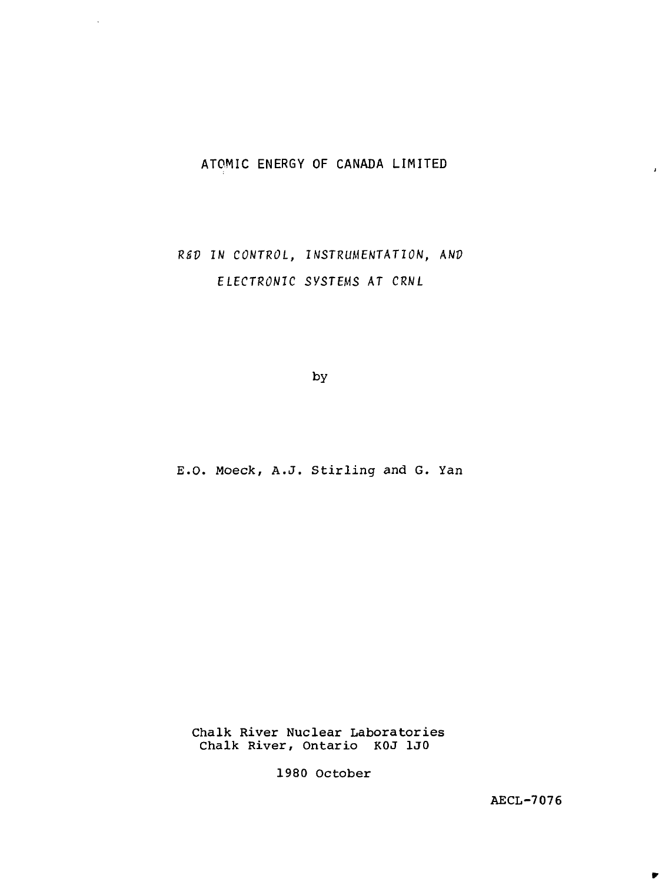ATOMIC ENERGY OF CANADA LIMITED

*R&D IN CONTROL, INSTRUMENTATION, AND ELECTRONIC SYSTEMS AT CRNL*

by

E.O. Moeck, A.J. Stirling and G. Yan

Chalk River Nuclear Laboratories
Chalk River, Ontario K0J 1J0

1980 October

AECL-7076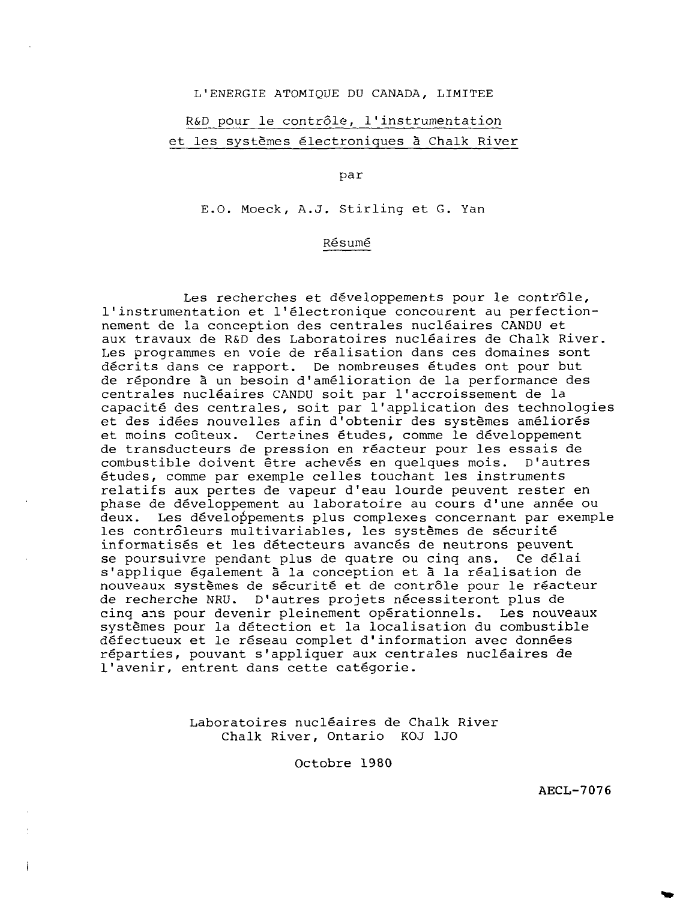L'ENERGIE ATOMIQUE DU CANADA, LIMITEE

# R&D pour le contrôle, l'instrumentation et les systèmes électroniques à Chalk River

par

E.O. Moeck, A.J. Stirling et G. Yan

## Résumé

Les recherches et développements pour le contrôle, l'instrumentation et l'électronique concourent au perfectionnement de la conception des centrales nucléaires CANDU et aux travaux de R&D des Laboratoires nucléaires de Chalk River. Les programmes en voie de réalisation dans ces domaines sont décrits dans ce rapport. De nombreuses études ont pour but de répondre à un besoin d'amélioration de la performance des centrales nucléaires CANDU soit par l'accroissement de la capacité des centrales, soit par l'application des technologies et des idées nouvelles afin d'obtenir des systèmes améliorés et moins coûteux. Certaines études, comme le développement de transducteurs de pression en réacteur pour les essais de combustible doivent être achevés en quelques mois. D'autres études, comme par exemple celles touchant les instruments relatifs aux pertes de vapeur d'eau lourde peuvent rester en phase de développement au laboratoire au cours d'une année ou deux. Les développements plus complexes concernant par exemple les contrôleurs multivariables, les systèmes de sécurité informatisés et les détecteurs avancés de neutrons peuvent se poursuivre pendant plus de quatre ou cinq ans. Ce délai s'applique également à la conception et à la réalisation de nouveaux systèmes de sécurité et de contrôle pour le réacteur de recherche NRU. D'autres projets nécessiteront plus de cinq ans pour devenir pleinement opérationnels. Les nouveaux systèmes pour la détection et la localisation du combustible défectueux et le réseau complet d'information avec données réparties, pouvant s'appliquer aux centrales nucléaires de l'avenir, entrent dans cette catégorie.

Laboratoires nucléaires de Chalk River
Chalk River, Ontario KOJ 1JO

Octobre 1980

AECL-7076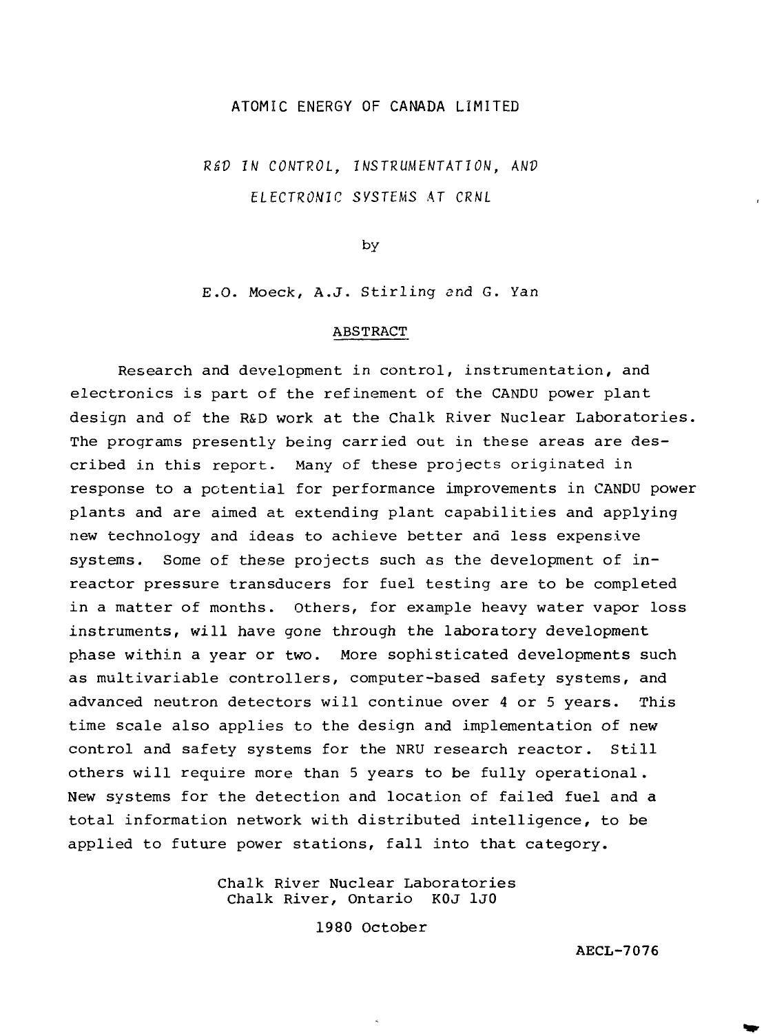ATOMIC ENERGY OF CANADA LIMITED

# *R&D IN CONTROL, INSTRUMENTATION, AND ELECTRONIC SYSTEMS AT CRNL*

by

E.O. Moeck, A.J. Stirling and G. Yan

## ABSTRACT

Research and development in control, instrumentation, and electronics is part of the refinement of the CANDU power plant design and of the R&D work at the Chalk River Nuclear Laboratories. The programs presently being carried out in these areas are described in this report. Many of these projects originated in response to a potential for performance improvements in CANDU power plants and are aimed at extending plant capabilities and applying new technology and ideas to achieve better and less expensive systems. Some of these projects such as the development of in-reactor pressure transducers for fuel testing are to be completed in a matter of months. Others, for example heavy water vapor loss instruments, will have gone through the laboratory development phase within a year or two. More sophisticated developments such as multivariable controllers, computer-based safety systems, and advanced neutron detectors will continue over 4 or 5 years. This time scale also applies to the design and implementation of new control and safety systems for the NRU research reactor. Still others will require more than 5 years to be fully operational. New systems for the detection and location of failed fuel and a total information network with distributed intelligence, to be applied to future power stations, fall into that category.

Chalk River Nuclear Laboratories
Chalk River, Ontario K0J 1J0

1980 October

AECL-7076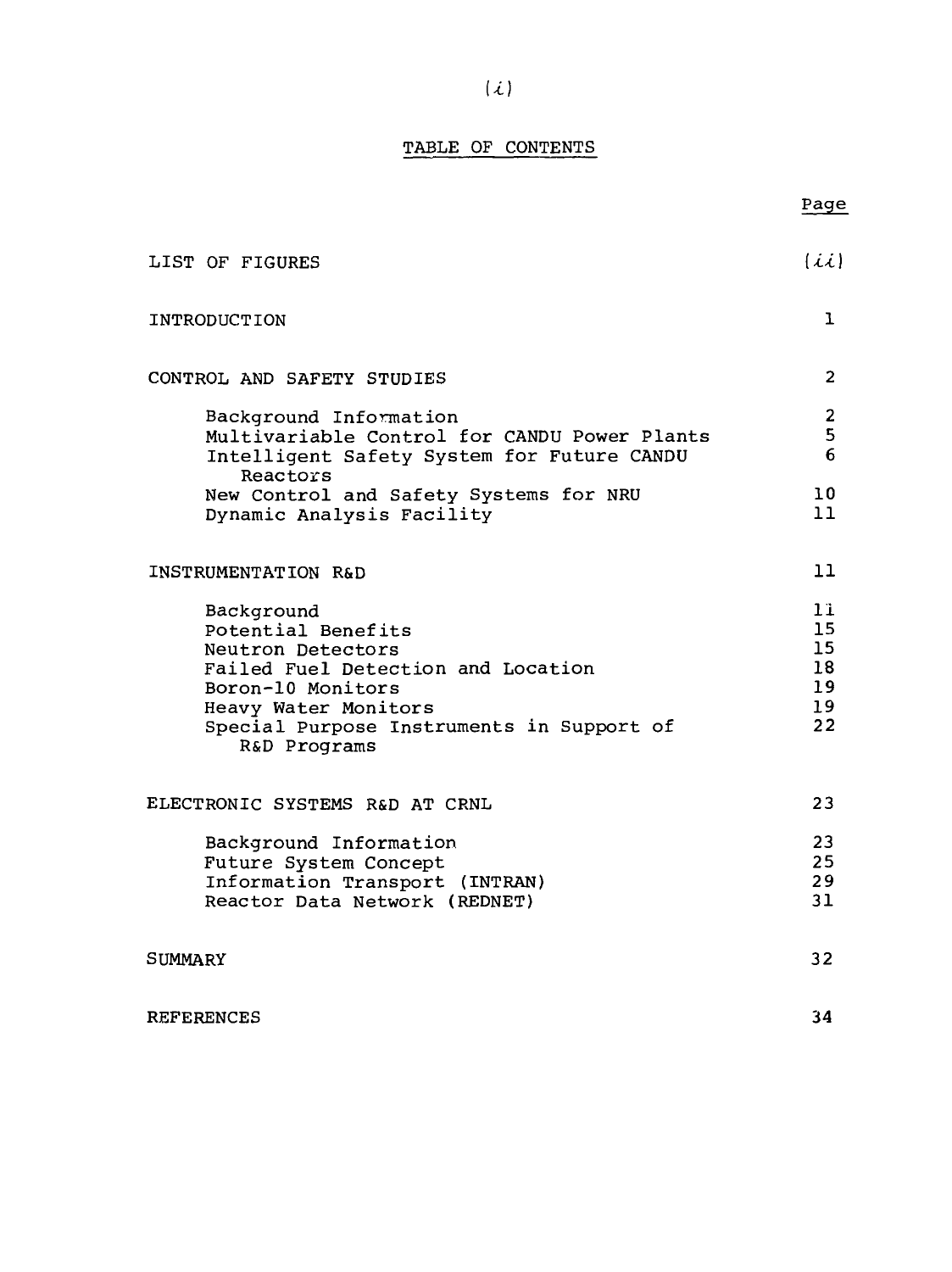# TABLE OF CONTENTS

| | Page |
|---|---|
| LIST OF FIGURES | (ii) |
| INTRODUCTION | 1 |
| CONTROL AND SAFETY STUDIES | 2 |
| Background Information | 2 |
| Multivariable Control for CANDU Power Plants | 5 |
| Intelligent Safety System for Future CANDU Reactors | 6 |
| New Control and Safety Systems for NRU | 10 |
| Dynamic Analysis Facility | 11 |
| INSTRUMENTATION R&D | 11 |
| Background | 11 |
| Potential Benefits | 15 |
| Neutron Detectors | 15 |
| Failed Fuel Detection and Location | 18 |
| Boron-10 Monitors | 19 |
| Heavy Water Monitors | 19 |
| Special Purpose Instruments in Support of R&D Programs | 22 |
| ELECTRONIC SYSTEMS R&D AT CRNL | 23 |
| Background Information | 23 |
| Future System Concept | 25 |
| Information Transport (INTRAN) | 29 |
| Reactor Data Network (REDNET) | 31 |
| SUMMARY | 32 |
| REFERENCES | 34 |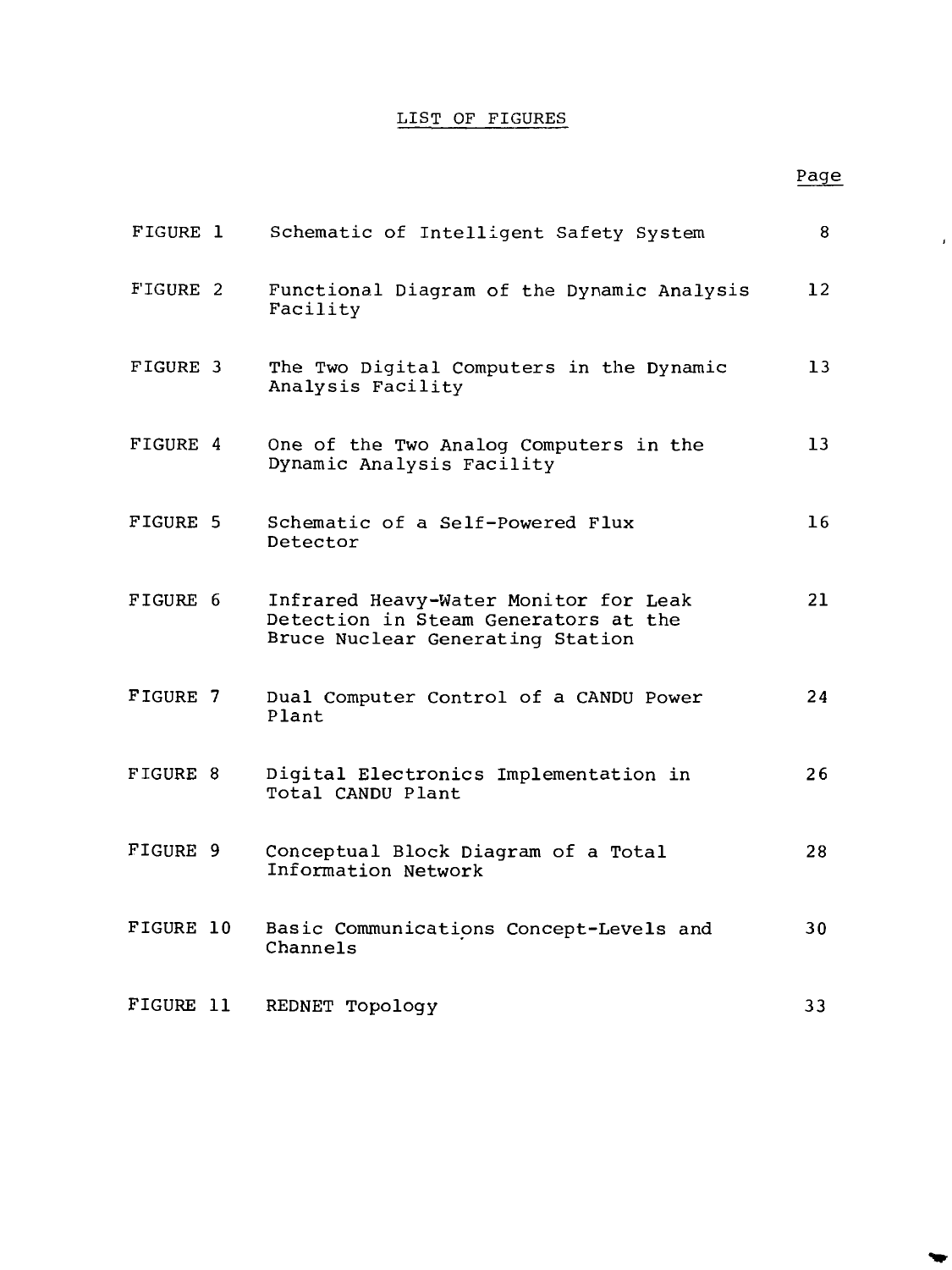# LIST OF FIGURES

| | | Page |
|---|---|---|
| FIGURE 1 | Schematic of Intelligent Safety System | 8 |
| FIGURE 2 | Functional Diagram of the Dynamic Analysis Facility | 12 |
| FIGURE 3 | The Two Digital Computers in the Dynamic Analysis Facility | 13 |
| FIGURE 4 | One of the Two Analog Computers in the Dynamic Analysis Facility | 13 |
| FIGURE 5 | Schematic of a Self-Powered Flux Detector | 16 |
| FIGURE 6 | Infrared Heavy-Water Monitor for Leak Detection in Steam Generators at the Bruce Nuclear Generating Station | 21 |
| FIGURE 7 | Dual Computer Control of a CANDU Power Plant | 24 |
| FIGURE 8 | Digital Electronics Implementation in Total CANDU Plant | 26 |
| FIGURE 9 | Conceptual Block Diagram of a Total Information Network | 28 |
| FIGURE 10 | Basic Communications Concept-Levels and Channels | 30 |
| FIGURE 11 | REDNET Topology | 33 |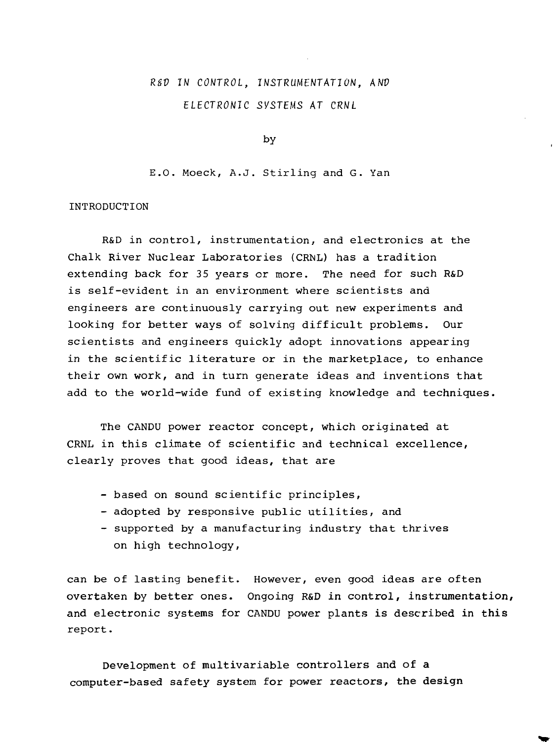# *R&D IN CONTROL, INSTRUMENTATION, AND ELECTRONIC SYSTEMS AT CRNL*

by

E.O. Moeck, A.J. Stirling and G. Yan

## INTRODUCTION

R&D in control, instrumentation, and electronics at the Chalk River Nuclear Laboratories (CRNL) has a tradition extending back for 35 years or more. The need for such R&D is self-evident in an environment where scientists and engineers are continuously carrying out new experiments and looking for better ways of solving difficult problems. Our scientists and engineers quickly adopt innovations appearing in the scientific literature or in the marketplace, to enhance their own work, and in turn generate ideas and inventions that add to the world-wide fund of existing knowledge and techniques.

The CANDU power reactor concept, which originated at CRNL in this climate of scientific and technical excellence, clearly proves that good ideas, that are

- based on sound scientific principles,
- adopted by responsive public utilities, and
- supported by a manufacturing industry that thrives on high technology,

can be of lasting benefit. However, even good ideas are often overtaken by better ones. Ongoing R&D in control, instrumentation, and electronic systems for CANDU power plants is described in this report.

Development of multivariable controllers and of a computer-based safety system for power reactors, the design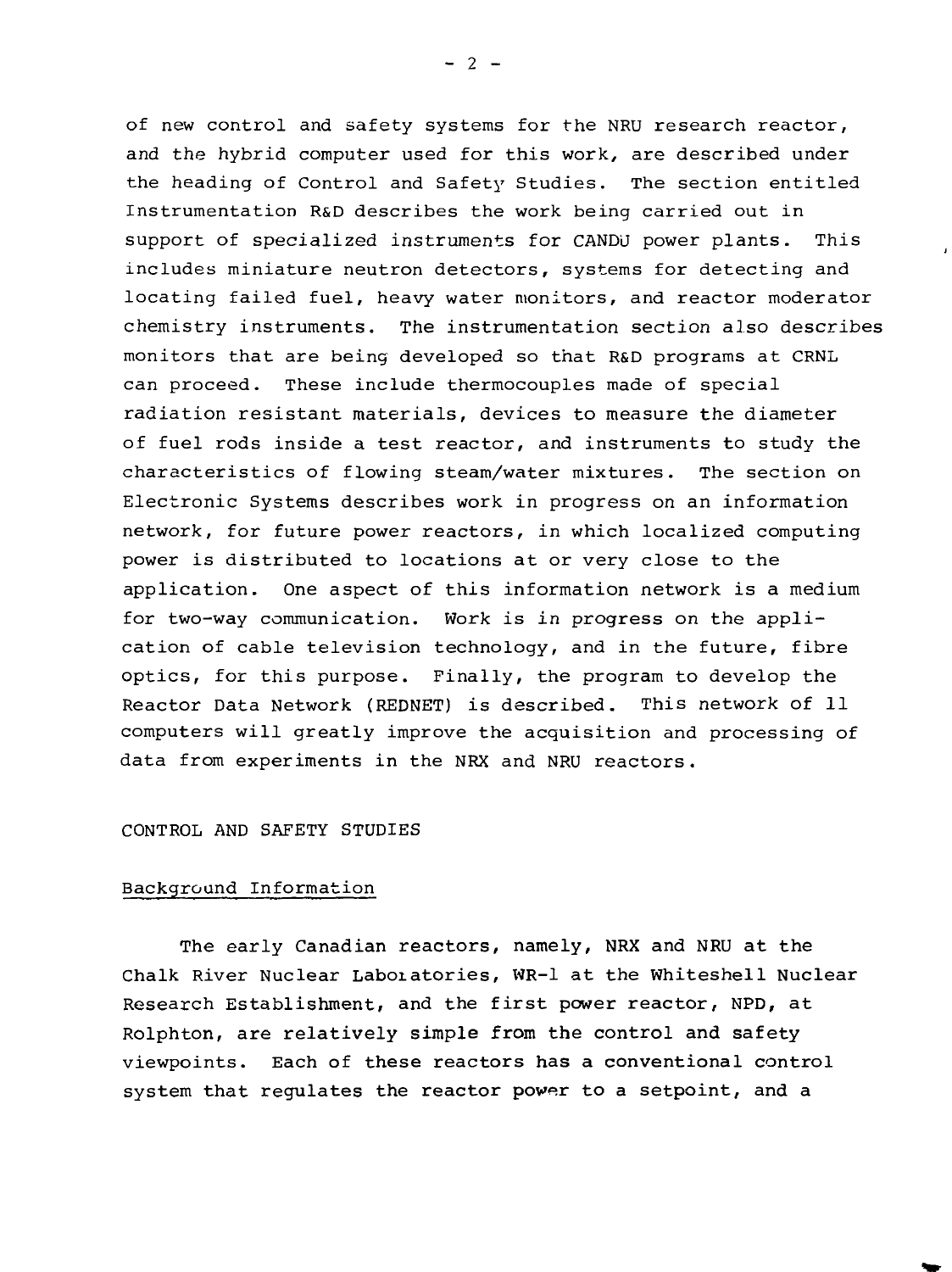of new control and safety systems for the NRU research reactor, and the hybrid computer used for this work, are described under the heading of Control and Safety Studies. The section entitled Instrumentation R&D describes the work being carried out in support of specialized instruments for CANDU power plants. This includes miniature neutron detectors, systems for detecting and locating failed fuel, heavy water monitors, and reactor moderator chemistry instruments. The instrumentation section also describes monitors that are being developed so that R&D programs at CRNL can proceed. These include thermocouples made of special radiation resistant materials, devices to measure the diameter of fuel rods inside a test reactor, and instruments to study the characteristics of flowing steam/water mixtures. The section on Electronic Systems describes work in progress on an information network, for future power reactors, in which localized computing power is distributed to locations at or very close to the application. One aspect of this information network is a medium for two-way communication. Work is in progress on the application of cable television technology, and in the future, fibre optics, for this purpose. Finally, the program to develop the Reactor Data Network (REDNET) is described. This network of 11 computers will greatly improve the acquisition and processing of data from experiments in the NRX and NRU reactors.

## CONTROL AND SAFETY STUDIES

### Background Information

The early Canadian reactors, namely, NRX and NRU at the Chalk River Nuclear Laboratories, WR-1 at the Whiteshell Nuclear Research Establishment, and the first power reactor, NPD, at Rolphton, are relatively simple from the control and safety viewpoints. Each of these reactors has a conventional control system that regulates the reactor power to a setpoint, and a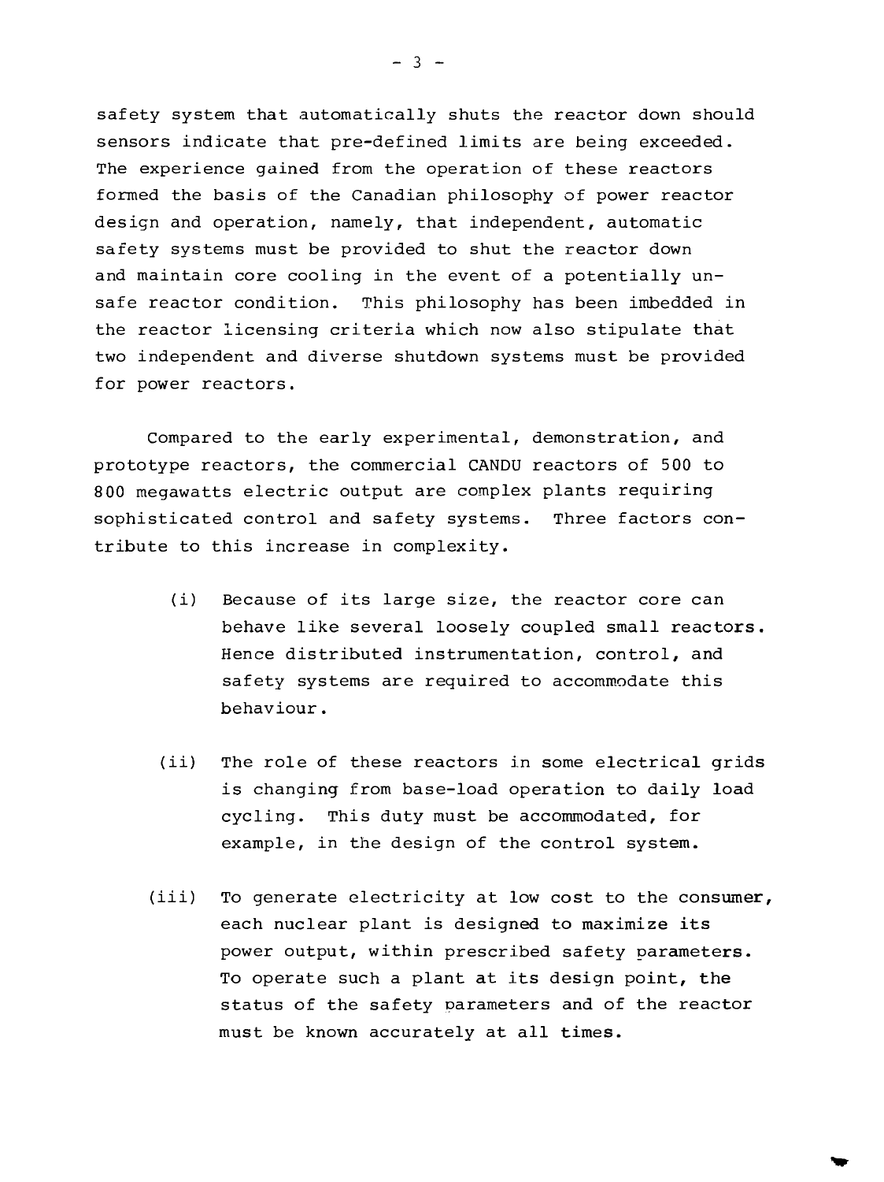safety system that automatically shuts the reactor down should sensors indicate that pre-defined limits are being exceeded. The experience gained from the operation of these reactors formed the basis of the Canadian philosophy of power reactor design and operation, namely, that independent, automatic safety systems must be provided to shut the reactor down and maintain core cooling in the event of a potentially unsafe reactor condition. This philosophy has been imbedded in the reactor licensing criteria which now also stipulate that two independent and diverse shutdown systems must be provided for power reactors.

Compared to the early experimental, demonstration, and prototype reactors, the commercial CANDU reactors of 500 to 800 megawatts electric output are complex plants requiring sophisticated control and safety systems. Three factors contribute to this increase in complexity.

(i) Because of its large size, the reactor core can behave like several loosely coupled small reactors. Hence distributed instrumentation, control, and safety systems are required to accommodate this behaviour.

(ii) The role of these reactors in some electrical grids is changing from base-load operation to daily load cycling. This duty must be accommodated, for example, in the design of the control system.

(iii) To generate electricity at low cost to the consumer, each nuclear plant is designed to maximize its power output, within prescribed safety parameters. To operate such a plant at its design point, the status of the safety parameters and of the reactor must be known accurately at all times.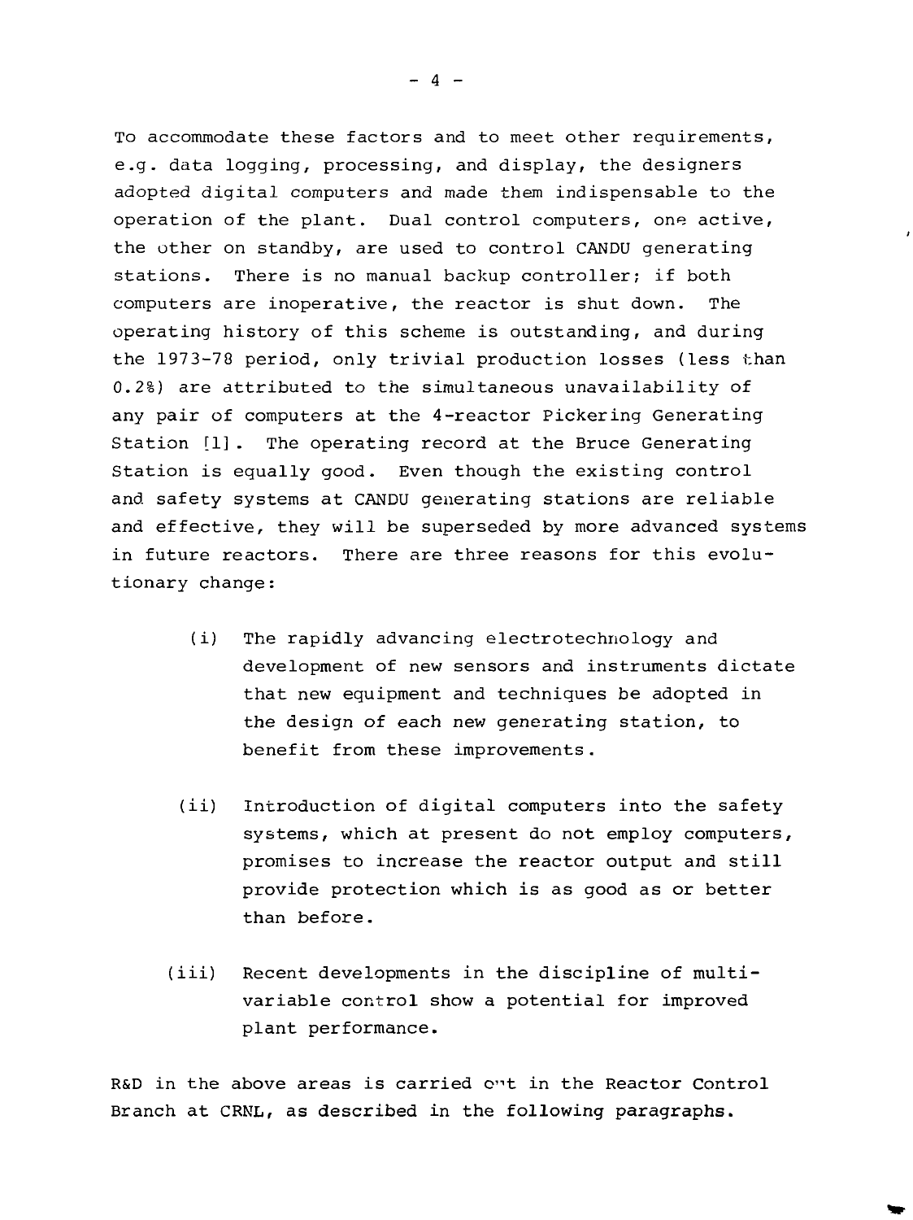To accommodate these factors and to meet other requirements, e.g. data logging, processing, and display, the designers adopted digital computers and made them indispensable to the operation of the plant. Dual control computers, one active, the other on standby, are used to control CANDU generating stations. There is no manual backup controller; if both computers are inoperative, the reactor is shut down. The operating history of this scheme is outstanding, and during the 1973-78 period, only trivial production losses (less than 0.2%) are attributed to the simultaneous unavailability of any pair of computers at the 4-reactor Pickering Generating Station [1]. The operating record at the Bruce Generating Station is equally good. Even though the existing control and safety systems at CANDU generating stations are reliable and effective, they will be superseded by more advanced systems in future reactors. There are three reasons for this evolutionary change:

(i) The rapidly advancing electrotechnology and development of new sensors and instruments dictate that new equipment and techniques be adopted in the design of each new generating station, to benefit from these improvements.

(ii) Introduction of digital computers into the safety systems, which at present do not employ computers, promises to increase the reactor output and still provide protection which is as good as or better than before.

(iii) Recent developments in the discipline of multivariable control show a potential for improved plant performance.

R&D in the above areas is carried out in the Reactor Control Branch at CRNL, as described in the following paragraphs.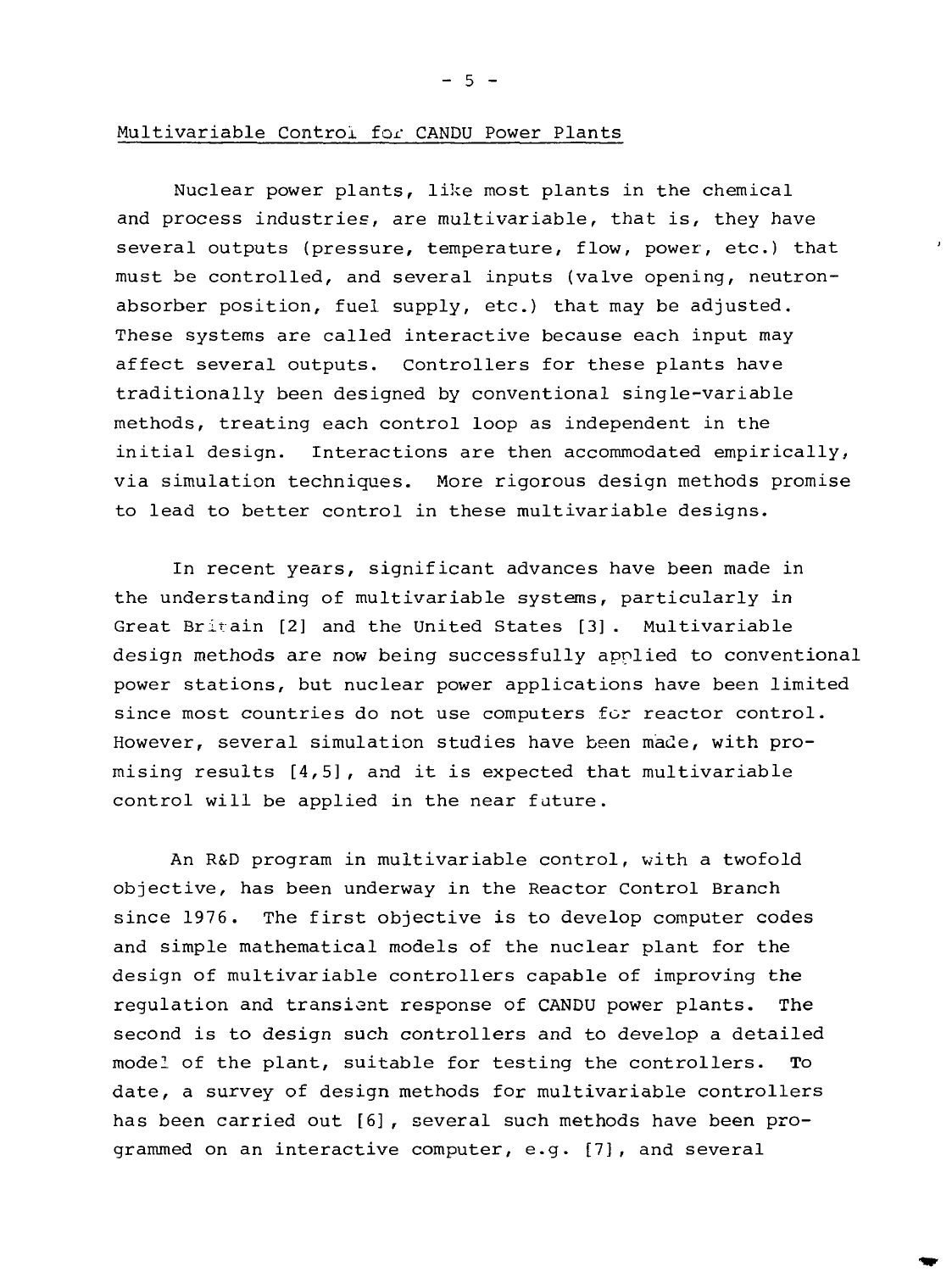## Multivariable Control for CANDU Power Plants

Nuclear power plants, like most plants in the chemical and process industries, are multivariable, that is, they have several outputs (pressure, temperature, flow, power, etc.) that must be controlled, and several inputs (valve opening, neutron-absorber position, fuel supply, etc.) that may be adjusted. These systems are called interactive because each input may affect several outputs. Controllers for these plants have traditionally been designed by conventional single-variable methods, treating each control loop as independent in the initial design. Interactions are then accommodated empirically, via simulation techniques. More rigorous design methods promise to lead to better control in these multivariable designs.

In recent years, significant advances have been made in the understanding of multivariable systems, particularly in Great Britain [2] and the United States [3]. Multivariable design methods are now being successfully applied to conventional power stations, but nuclear power applications have been limited since most countries do not use computers for reactor control. However, several simulation studies have been made, with promising results [4,5], and it is expected that multivariable control will be applied in the near future.

An R&D program in multivariable control, with a twofold objective, has been underway in the Reactor Control Branch since 1976. The first objective is to develop computer codes and simple mathematical models of the nuclear plant for the design of multivariable controllers capable of improving the regulation and transient response of CANDU power plants. The second is to design such controllers and to develop a detailed model of the plant, suitable for testing the controllers. To date, a survey of design methods for multivariable controllers has been carried out [6], several such methods have been programmed on an interactive computer, e.g. [7], and several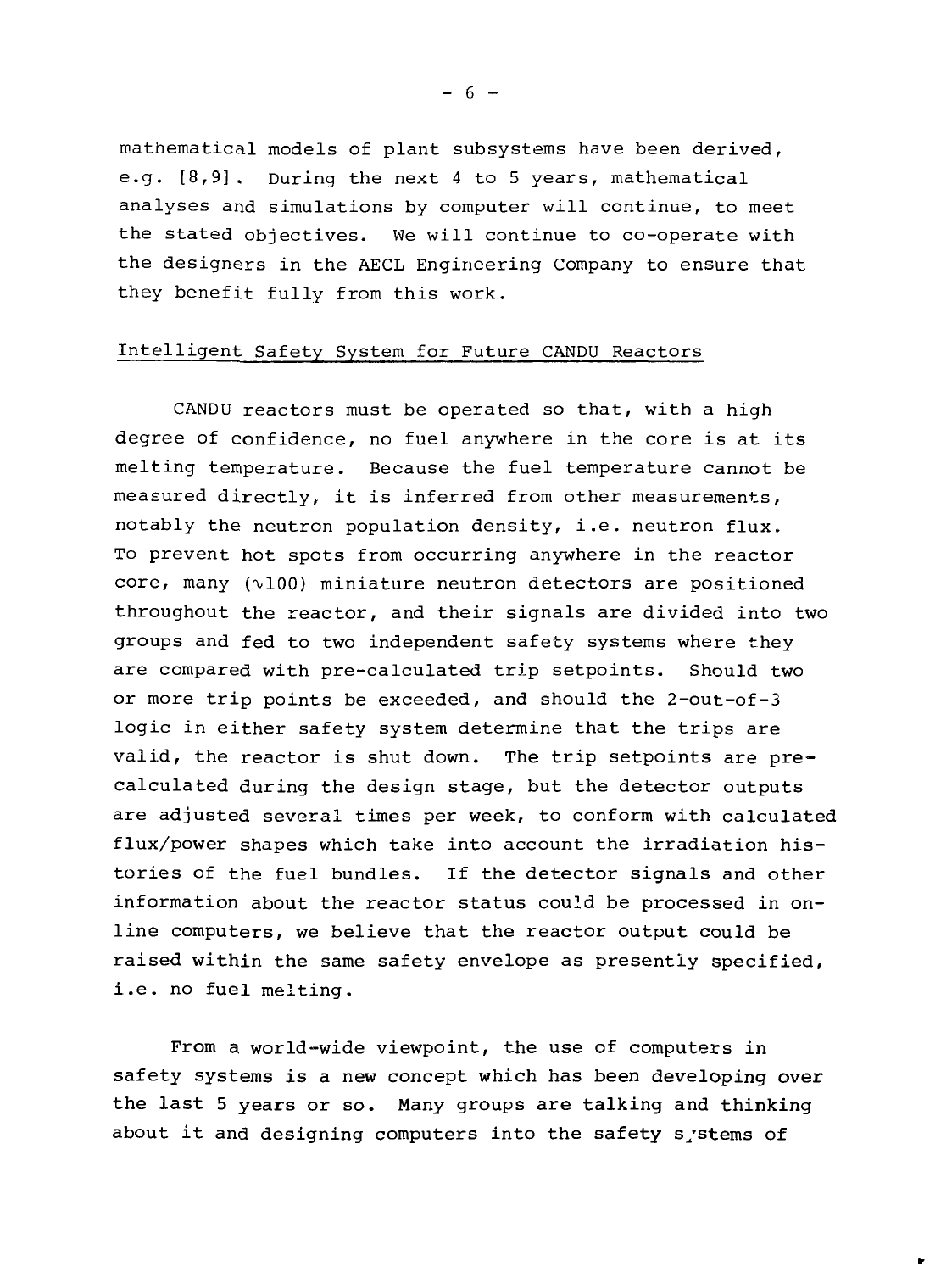mathematical models of plant subsystems have been derived, e.g. [8,9]. During the next 4 to 5 years, mathematical analyses and simulations by computer will continue, to meet the stated objectives. We will continue to co-operate with the designers in the AECL Engineering Company to ensure that they benefit fully from this work.

## Intelligent Safety System for Future CANDU Reactors

CANDU reactors must be operated so that, with a high degree of confidence, no fuel anywhere in the core is at its melting temperature. Because the fuel temperature cannot be measured directly, it is inferred from other measurements, notably the neutron population density, i.e. neutron flux. To prevent hot spots from occurring anywhere in the reactor core, many ($\sim$100) miniature neutron detectors are positioned throughout the reactor, and their signals are divided into two groups and fed to two independent safety systems where they are compared with pre-calculated trip setpoints. Should two or more trip points be exceeded, and should the 2-out-of-3 logic in either safety system determine that the trips are valid, the reactor is shut down. The trip setpoints are pre-calculated during the design stage, but the detector outputs are adjusted several times per week, to conform with calculated flux/power shapes which take into account the irradiation histories of the fuel bundles. If the detector signals and other information about the reactor status could be processed in on-line computers, we believe that the reactor output could be raised within the same safety envelope as presently specified, i.e. no fuel melting.

From a world-wide viewpoint, the use of computers in safety systems is a new concept which has been developing over the last 5 years or so. Many groups are talking and thinking about it and designing computers into the safety systems of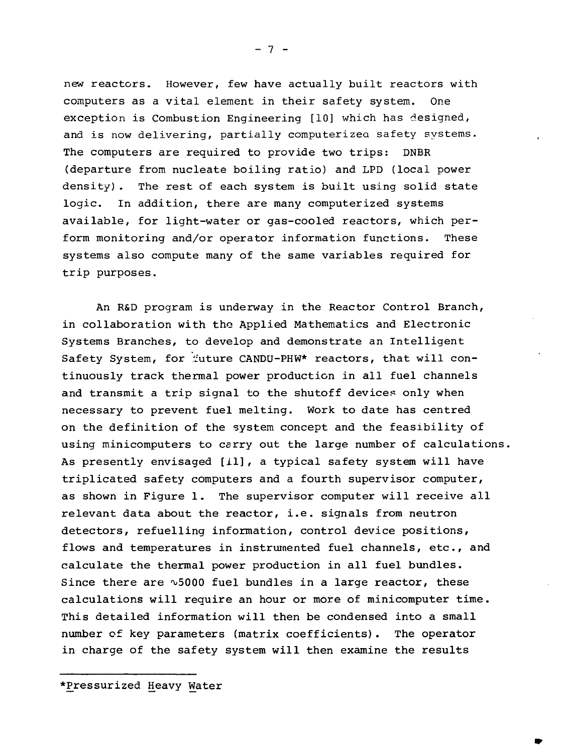new reactors. However, few have actually built reactors with computers as a vital element in their safety system. One exception is Combustion Engineering [10] which has designed, and is now delivering, partially computerized safety systems. The computers are required to provide two trips: DNBR (departure from nucleate boiling ratio) and LPD (local power density). The rest of each system is built using solid state logic. In addition, there are many computerized systems available, for light-water or gas-cooled reactors, which perform monitoring and/or operator information functions. These systems also compute many of the same variables required for trip purposes.

An R&D program is underway in the Reactor Control Branch, in collaboration with the Applied Mathematics and Electronic Systems Branches, to develop and demonstrate an Intelligent Safety System, for future CANDU-PHW* reactors, that will continuously track thermal power production in all fuel channels and transmit a trip signal to the shutoff devices only when necessary to prevent fuel melting. Work to date has centred on the definition of the system concept and the feasibility of using minicomputers to carry out the large number of calculations. As presently envisaged [11], a typical safety system will have triplicated safety computers and a fourth supervisor computer, as shown in Figure 1. The supervisor computer will receive all relevant data about the reactor, i.e. signals from neutron detectors, refuelling information, control device positions, flows and temperatures in instrumented fuel channels, etc., and calculate the thermal power production in all fuel bundles. Since there are ∿5000 fuel bundles in a large reactor, these calculations will require an hour or more of minicomputer time. This detailed information will then be condensed into a small number of key parameters (matrix coefficients). The operator in charge of the safety system will then examine the results

*Pressurized Heavy Water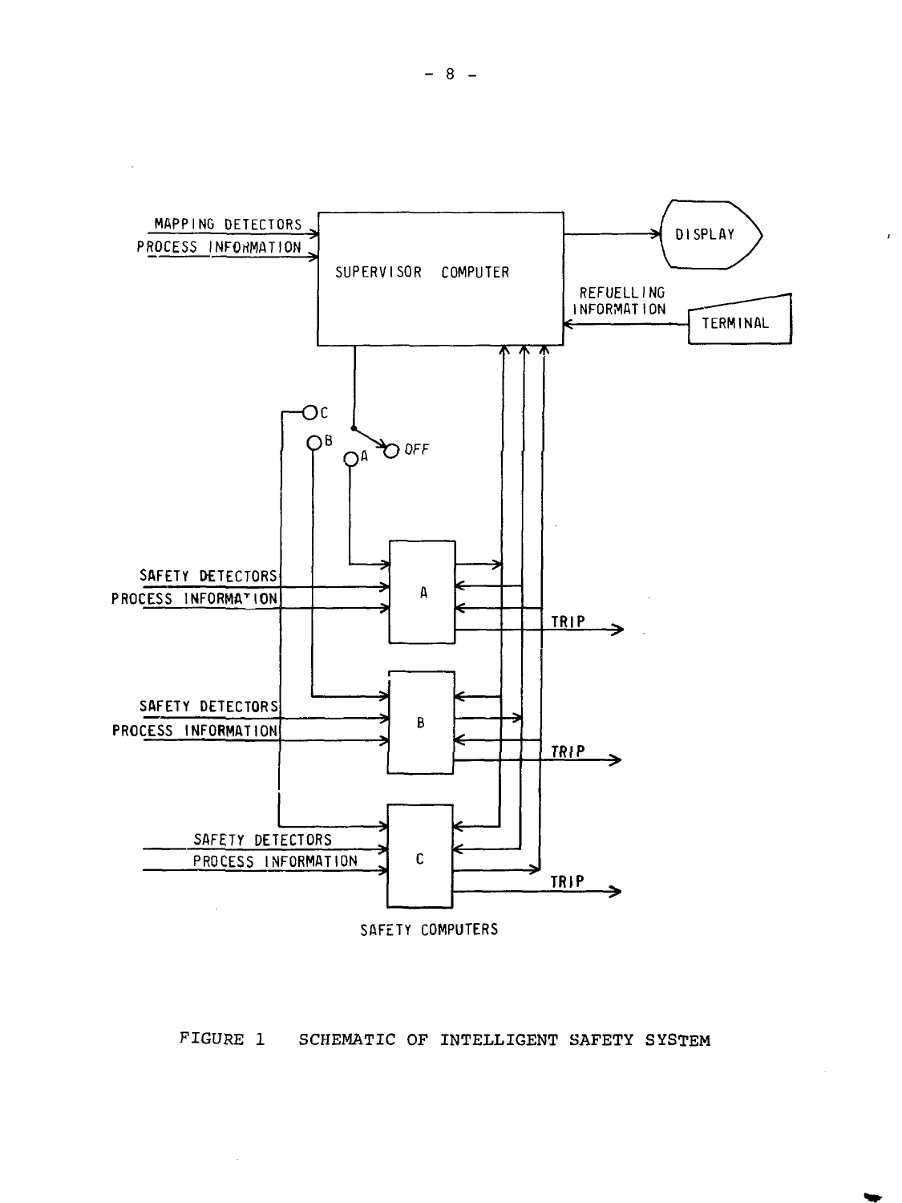FIGURE 1 SCHEMATIC OF INTELLIGENT SAFETY SYSTEM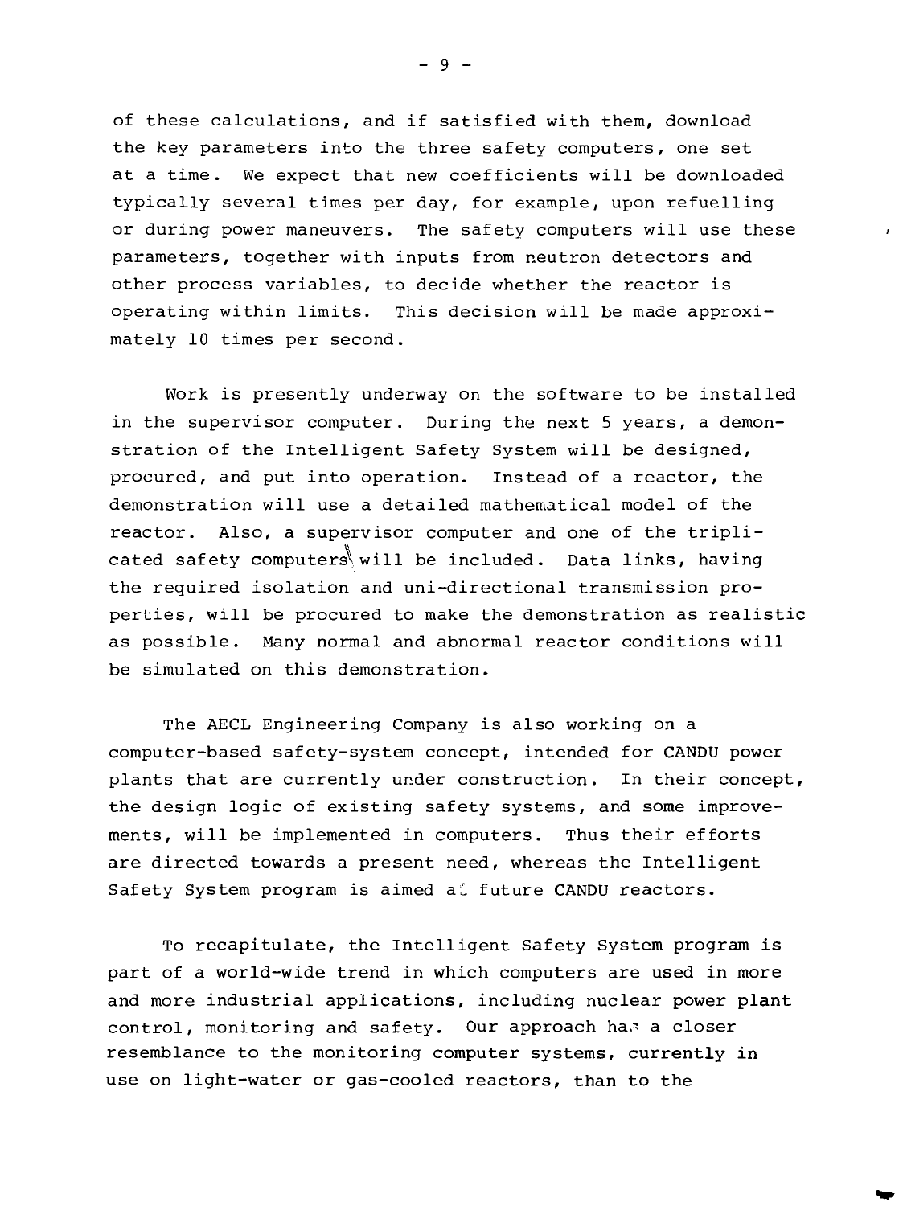of these calculations, and if satisfied with them, download the key parameters into the three safety computers, one set at a time. We expect that new coefficients will be downloaded typically several times per day, for example, upon refuelling or during power maneuvers. The safety computers will use these parameters, together with inputs from neutron detectors and other process variables, to decide whether the reactor is operating within limits. This decision will be made approximately 10 times per second.

Work is presently underway on the software to be installed in the supervisor computer. During the next 5 years, a demonstration of the Intelligent Safety System will be designed, procured, and put into operation. Instead of a reactor, the demonstration will use a detailed mathematical model of the reactor. Also, a supervisor computer and one of the triplicated safety computers will be included. Data links, having the required isolation and uni-directional transmission properties, will be procured to make the demonstration as realistic as possible. Many normal and abnormal reactor conditions will be simulated on this demonstration.

The AECL Engineering Company is also working on a computer-based safety-system concept, intended for CANDU power plants that are currently under construction. In their concept, the design logic of existing safety systems, and some improvements, will be implemented in computers. Thus their efforts are directed towards a present need, whereas the Intelligent Safety System program is aimed at future CANDU reactors.

To recapitulate, the Intelligent Safety System program is part of a world-wide trend in which computers are used in more and more industrial applications, including nuclear power plant control, monitoring and safety. Our approach has a closer resemblance to the monitoring computer systems, currently in use on light-water or gas-cooled reactors, than to the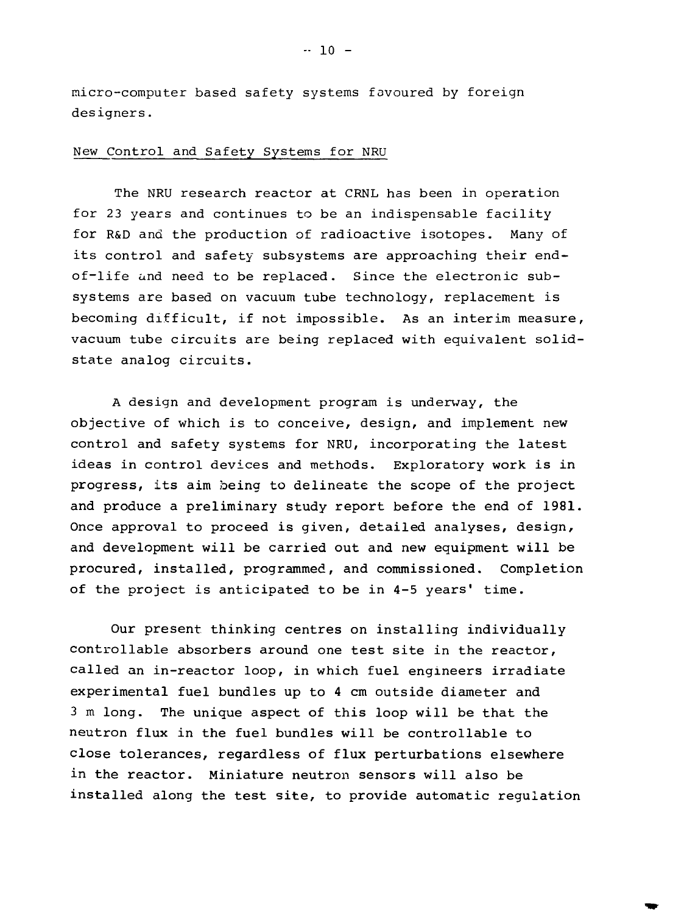micro-computer based safety systems favoured by foreign designers.

## New Control and Safety Systems for NRU

The NRU research reactor at CRNL has been in operation for 23 years and continues to be an indispensable facility for R&D and the production of radioactive isotopes. Many of its control and safety subsystems are approaching their end-of-life and need to be replaced. Since the electronic subsystems are based on vacuum tube technology, replacement is becoming difficult, if not impossible. As an interim measure, vacuum tube circuits are being replaced with equivalent solid-state analog circuits.

A design and development program is underway, the objective of which is to conceive, design, and implement new control and safety systems for NRU, incorporating the latest ideas in control devices and methods. Exploratory work is in progress, its aim being to delineate the scope of the project and produce a preliminary study report before the end of 1981. Once approval to proceed is given, detailed analyses, design, and development will be carried out and new equipment will be procured, installed, programmed, and commissioned. Completion of the project is anticipated to be in 4-5 years' time.

Our present thinking centres on installing individually controllable absorbers around one test site in the reactor, called an in-reactor loop, in which fuel engineers irradiate experimental fuel bundles up to 4 cm outside diameter and 3 m long. The unique aspect of this loop will be that the neutron flux in the fuel bundles will be controllable to close tolerances, regardless of flux perturbations elsewhere in the reactor. Miniature neutron sensors will also be installed along the test site, to provide automatic regulation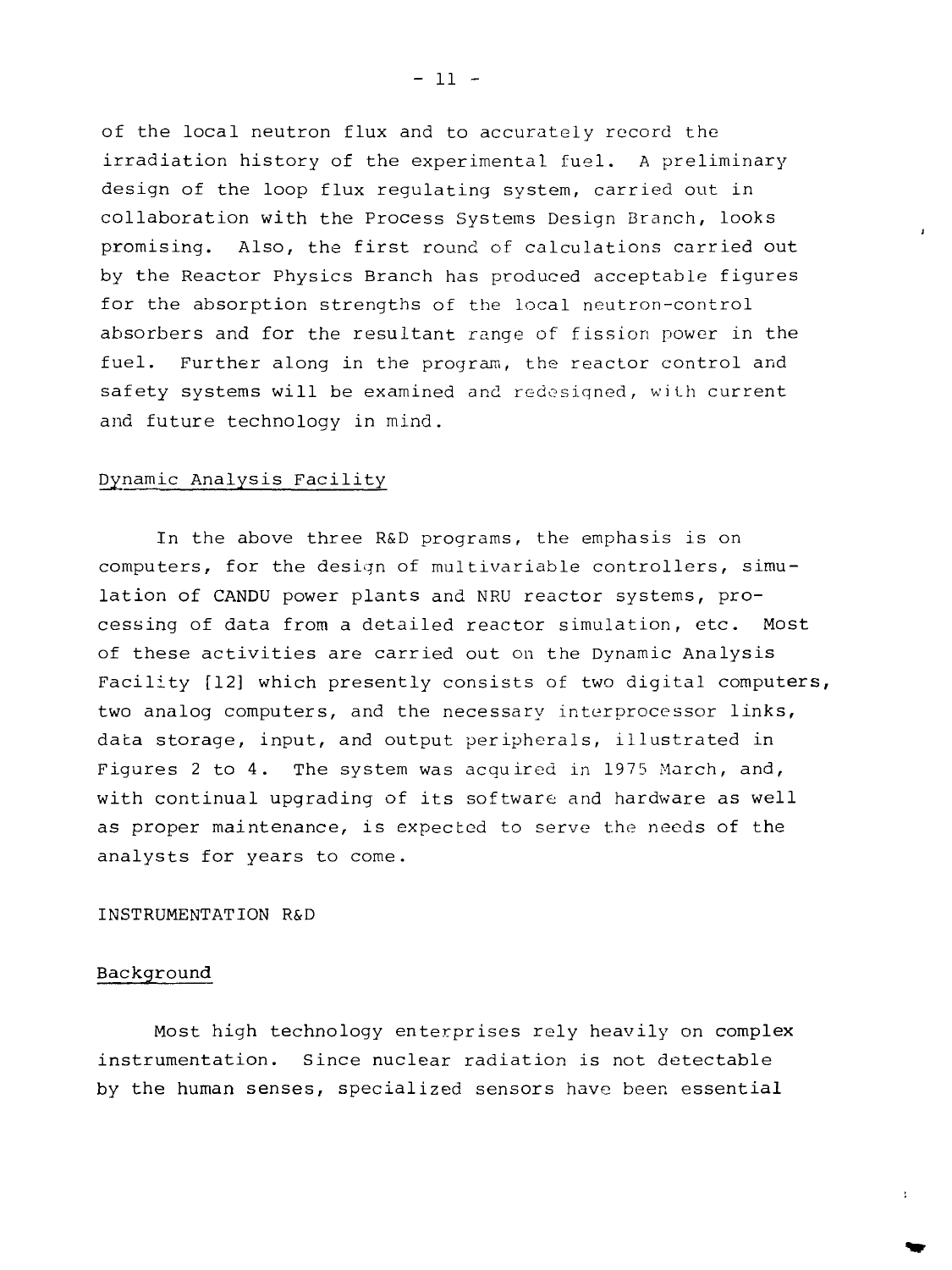of the local neutron flux and to accurately record the irradiation history of the experimental fuel. A preliminary design of the loop flux regulating system, carried out in collaboration with the Process Systems Design Branch, looks promising. Also, the first round of calculations carried out by the Reactor Physics Branch has produced acceptable figures for the absorption strengths of the local neutron-control absorbers and for the resultant range of fission power in the fuel. Further along in the program, the reactor control and safety systems will be examined and redesigned, with current and future technology in mind.

### Dynamic Analysis Facility

In the above three R&D programs, the emphasis is on computers, for the design of multivariable controllers, simulation of CANDU power plants and NRU reactor systems, processing of data from a detailed reactor simulation, etc. Most of these activities are carried out on the Dynamic Analysis Facility [12] which presently consists of two digital computers, two analog computers, and the necessary interprocessor links, data storage, input, and output peripherals, illustrated in Figures 2 to 4. The system was acquired in 1975 March, and, with continual upgrading of its software and hardware as well as proper maintenance, is expected to serve the needs of the analysts for years to come.

## INSTRUMENTATION R&D

### Background

Most high technology enterprises rely heavily on complex instrumentation. Since nuclear radiation is not detectable by the human senses, specialized sensors have been essential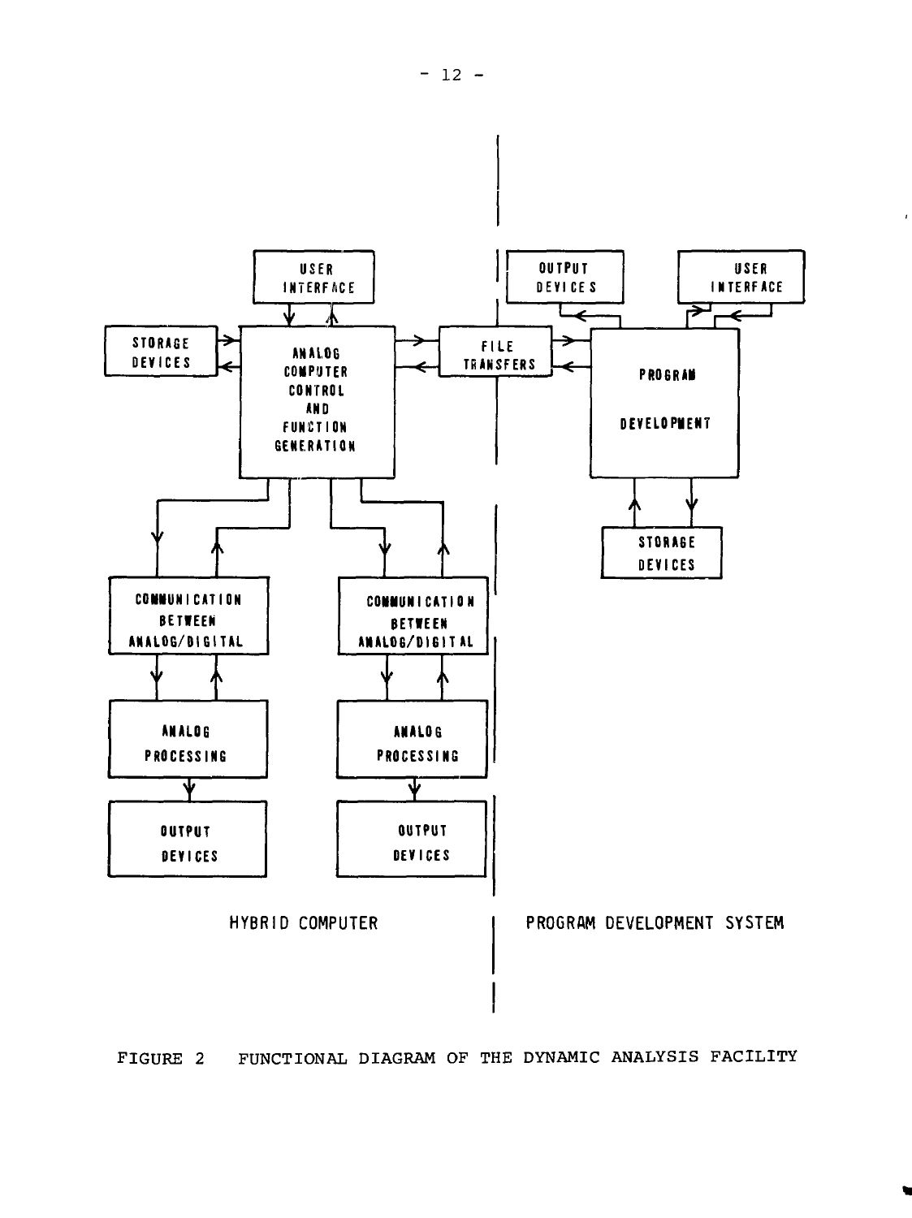USER INTERFACE

STORAGE DEVICES

ANALOG COMPUTER CONTROL AND FUNCTION GENERATION

FILE TRANSFERS

OUTPUT DEVICES

USER INTERFACE

PROGRAM DEVELOPMENT

STORAGE DEVICES

COMMUNICATION BETWEEN ANALOG/DIGITAL

COMMUNICATION BETWEEN ANALOG/DIGITAL

ANALOG PROCESSING

ANALOG PROCESSING

OUTPUT DEVICES

OUTPUT DEVICES

HYBRID COMPUTER

PROGRAM DEVELOPMENT SYSTEM

FIGURE 2 FUNCTIONAL DIAGRAM OF THE DYNAMIC ANALYSIS FACILITY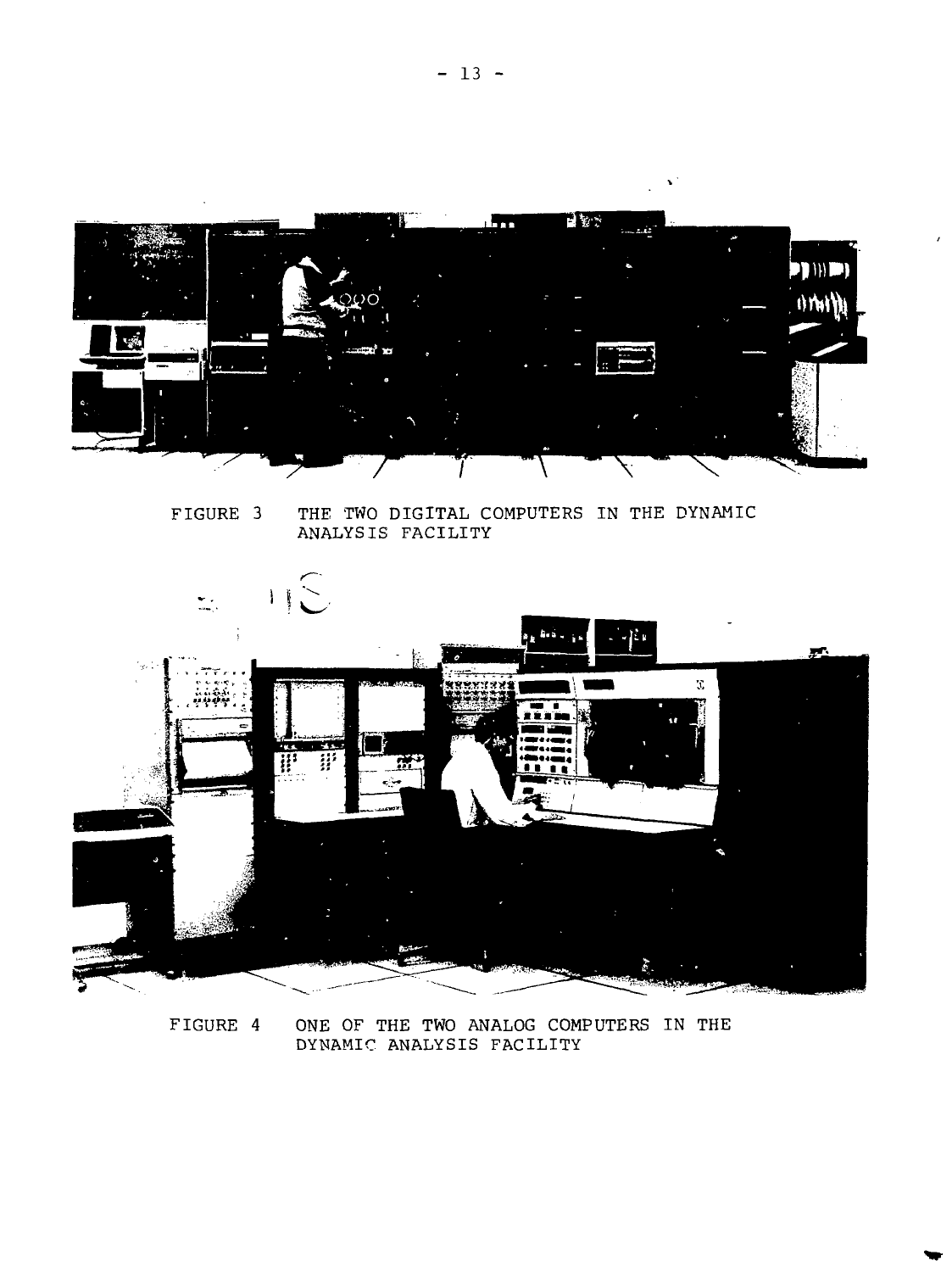FIGURE 3 THE TWO DIGITAL COMPUTERS IN THE DYNAMIC ANALYSIS FACILITY

FIGURE 4 ONE OF THE TWO ANALOG COMPUTERS IN THE DYNAMIC ANALYSIS FACILITY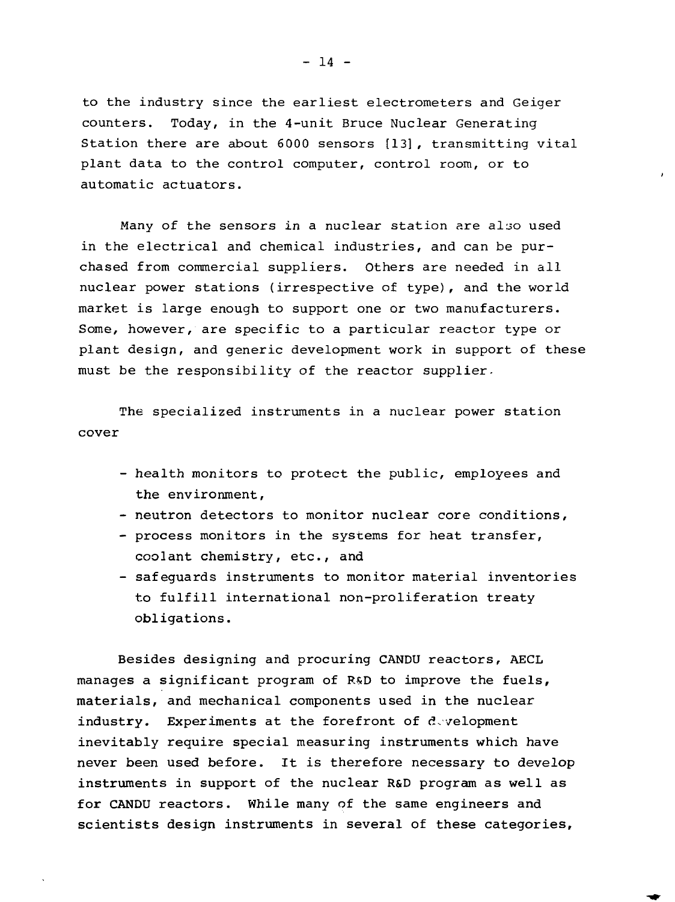to the industry since the earliest electrometers and Geiger counters. Today, in the 4-unit Bruce Nuclear Generating Station there are about 6000 sensors [13], transmitting vital plant data to the control computer, control room, or to automatic actuators.

Many of the sensors in a nuclear station are also used in the electrical and chemical industries, and can be purchased from commercial suppliers. Others are needed in all nuclear power stations (irrespective of type), and the world market is large enough to support one or two manufacturers. Some, however, are specific to a particular reactor type or plant design, and generic development work in support of these must be the responsibility of the reactor supplier.

The specialized instruments in a nuclear power station cover

- health monitors to protect the public, employees and the environment,
- neutron detectors to monitor nuclear core conditions,
- process monitors in the systems for heat transfer, coolant chemistry, etc., and
- safeguards instruments to monitor material inventories to fulfill international non-proliferation treaty obligations.

Besides designing and procuring CANDU reactors, AECL manages a significant program of R&D to improve the fuels, materials, and mechanical components used in the nuclear industry. Experiments at the forefront of development inevitably require special measuring instruments which have never been used before. It is therefore necessary to develop instruments in support of the nuclear R&D program as well as for CANDU reactors. While many of the same engineers and scientists design instruments in several of these categories,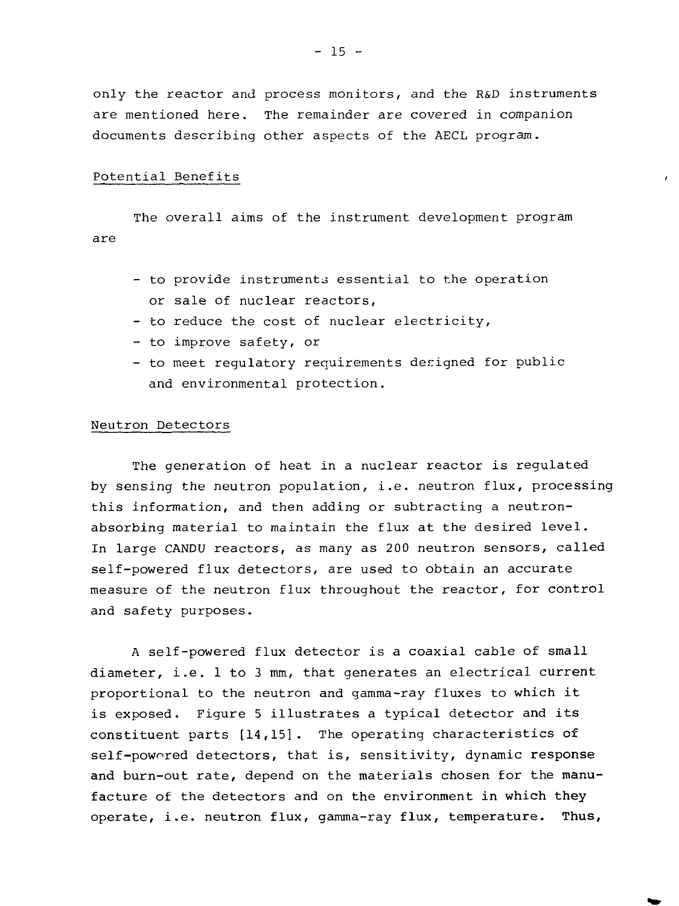only the reactor and process monitors, and the R&D instruments are mentioned here. The remainder are covered in companion documents describing other aspects of the AECL program.

## Potential Benefits

The overall aims of the instrument development program are

- to provide instruments essential to the operation or sale of nuclear reactors,
- to reduce the cost of nuclear electricity,
- to improve safety, or
- to meet regulatory requirements designed for public and environmental protection.

## Neutron Detectors

The generation of heat in a nuclear reactor is regulated by sensing the neutron population, i.e. neutron flux, processing this information, and then adding or subtracting a neutron-absorbing material to maintain the flux at the desired level. In large CANDU reactors, as many as 200 neutron sensors, called self-powered flux detectors, are used to obtain an accurate measure of the neutron flux throughout the reactor, for control and safety purposes.

A self-powered flux detector is a coaxial cable of small diameter, i.e. 1 to 3 mm, that generates an electrical current proportional to the neutron and gamma-ray fluxes to which it is exposed. Figure 5 illustrates a typical detector and its constituent parts [14,15]. The operating characteristics of self-powered detectors, that is, sensitivity, dynamic response and burn-out rate, depend on the materials chosen for the manufacture of the detectors and on the environment in which they operate, i.e. neutron flux, gamma-ray flux, temperature. Thus,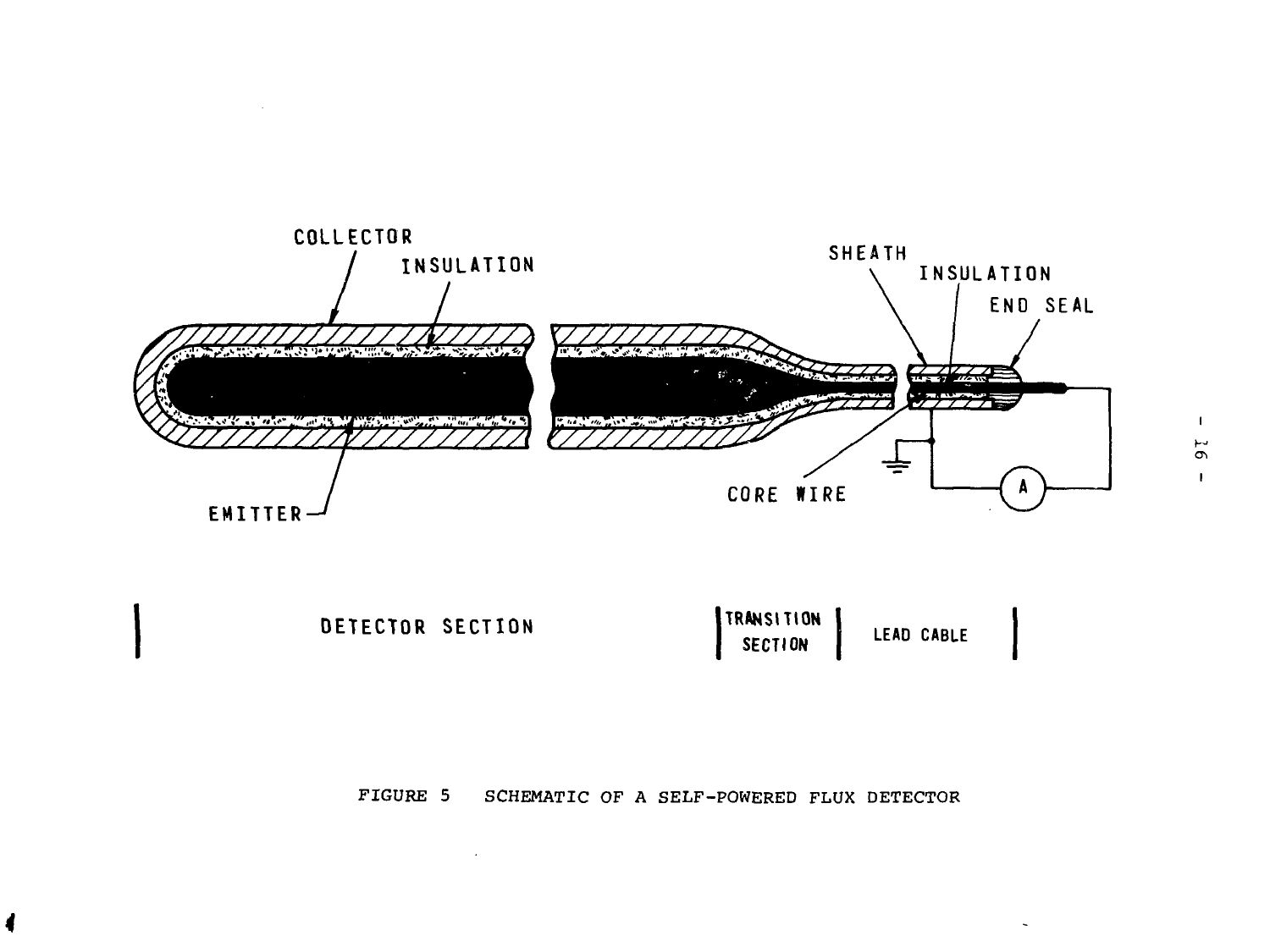COLLECTOR

INSULATION

SHEATH

INSULATION

END SEAL

EMITTER

CORE WIRE

A

DETECTOR SECTION | TRANSITION SECTION | LEAD CABLE

FIGURE 5 SCHEMATIC OF A SELF-POWERED FLUX DETECTOR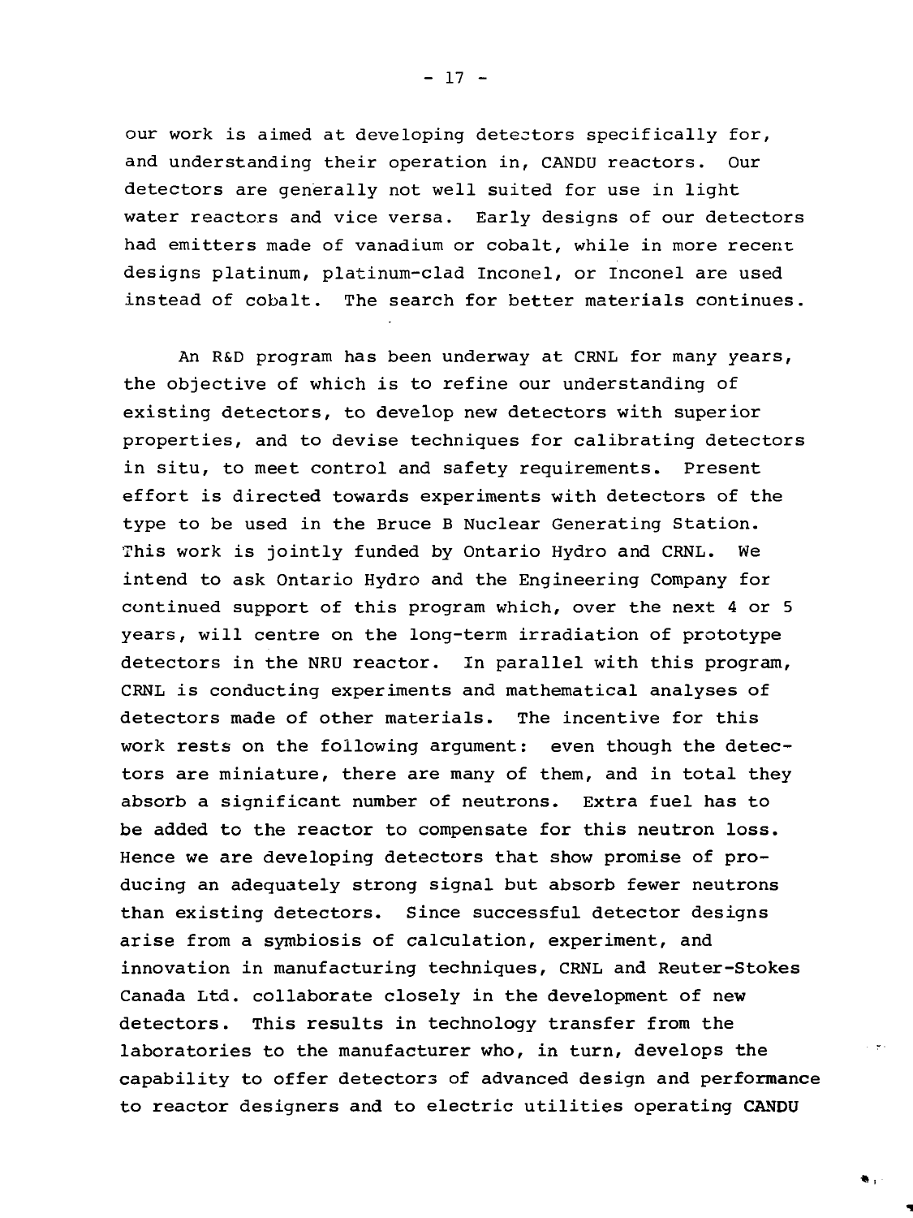our work is aimed at developing detectors specifically for, and understanding their operation in, CANDU reactors. Our detectors are generally not well suited for use in light water reactors and vice versa. Early designs of our detectors had emitters made of vanadium or cobalt, while in more recent designs platinum, platinum-clad Inconel, or Inconel are used instead of cobalt. The search for better materials continues.

An R&D program has been underway at CRNL for many years, the objective of which is to refine our understanding of existing detectors, to develop new detectors with superior properties, and to devise techniques for calibrating detectors in situ, to meet control and safety requirements. Present effort is directed towards experiments with detectors of the type to be used in the Bruce B Nuclear Generating Station. This work is jointly funded by Ontario Hydro and CRNL. We intend to ask Ontario Hydro and the Engineering Company for continued support of this program which, over the next 4 or 5 years, will centre on the long-term irradiation of prototype detectors in the NRU reactor. In parallel with this program, CRNL is conducting experiments and mathematical analyses of detectors made of other materials. The incentive for this work rests on the following argument: even though the detectors are miniature, there are many of them, and in total they absorb a significant number of neutrons. Extra fuel has to be added to the reactor to compensate for this neutron loss. Hence we are developing detectors that show promise of producing an adequately strong signal but absorb fewer neutrons than existing detectors. Since successful detector designs arise from a symbiosis of calculation, experiment, and innovation in manufacturing techniques, CRNL and Reuter-Stokes Canada Ltd. collaborate closely in the development of new detectors. This results in technology transfer from the laboratories to the manufacturer who, in turn, develops the capability to offer detectors of advanced design and performance to reactor designers and to electric utilities operating CANDU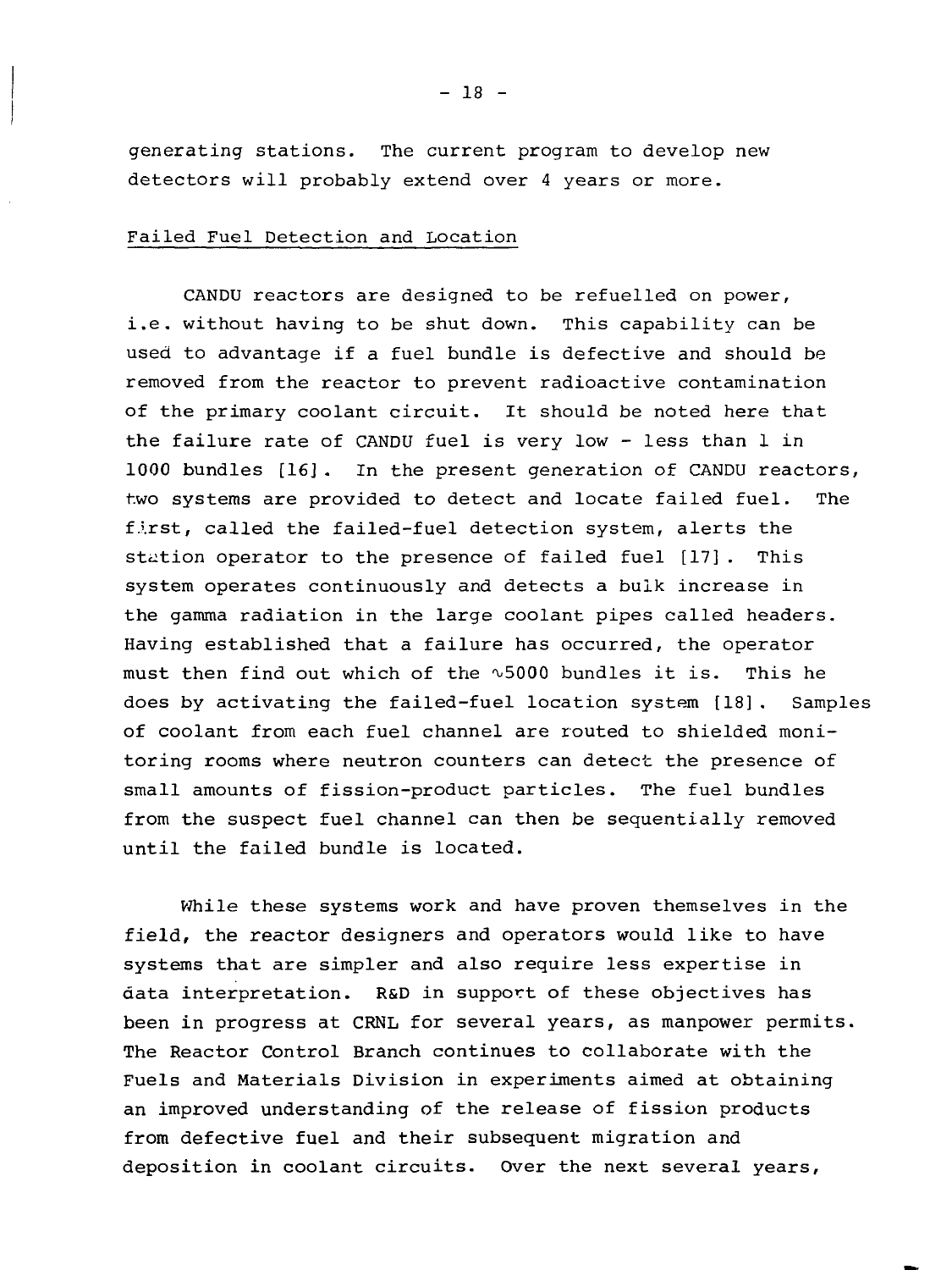generating stations. The current program to develop new detectors will probably extend over 4 years or more.

## Failed Fuel Detection and Location

CANDU reactors are designed to be refuelled on power, i.e. without having to be shut down. This capability can be used to advantage if a fuel bundle is defective and should be removed from the reactor to prevent radioactive contamination of the primary coolant circuit. It should be noted here that the failure rate of CANDU fuel is very low - less than 1 in 1000 bundles [16]. In the present generation of CANDU reactors, two systems are provided to detect and locate failed fuel. The first, called the failed-fuel detection system, alerts the station operator to the presence of failed fuel [17]. This system operates continuously and detects a bulk increase in the gamma radiation in the large coolant pipes called headers. Having established that a failure has occurred, the operator must then find out which of the $\sim$5000 bundles it is. This he does by activating the failed-fuel location system [18]. Samples of coolant from each fuel channel are routed to shielded monitoring rooms where neutron counters can detect the presence of small amounts of fission-product particles. The fuel bundles from the suspect fuel channel can then be sequentially removed until the failed bundle is located.

While these systems work and have proven themselves in the field, the reactor designers and operators would like to have systems that are simpler and also require less expertise in data interpretation. R&D in support of these objectives has been in progress at CRNL for several years, as manpower permits. The Reactor Control Branch continues to collaborate with the Fuels and Materials Division in experiments aimed at obtaining an improved understanding of the release of fission products from defective fuel and their subsequent migration and deposition in coolant circuits. Over the next several years,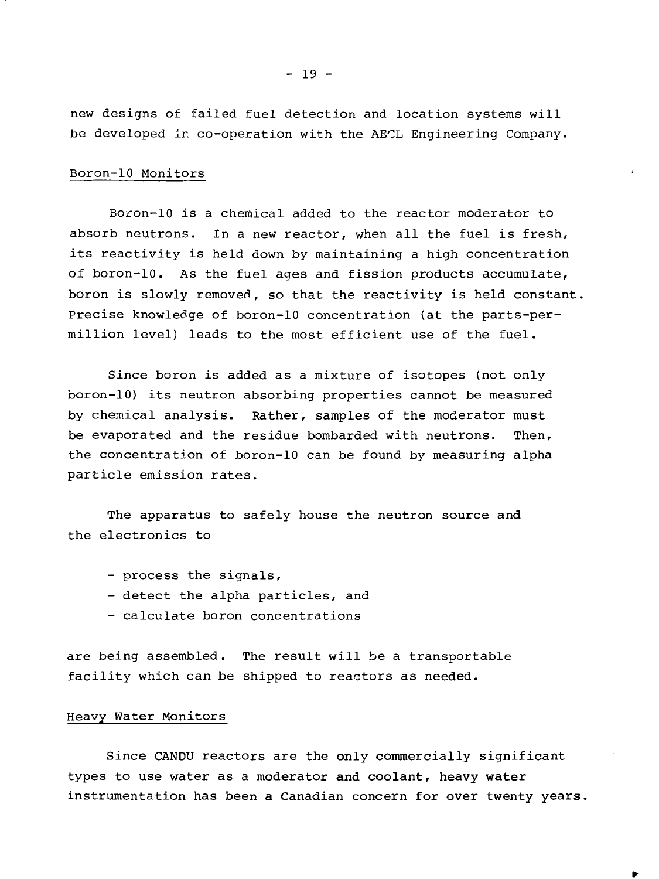new designs of failed fuel detection and location systems will be developed in co-operation with the AECL Engineering Company.

## Boron-10 Monitors

Boron-10 is a chemical added to the reactor moderator to absorb neutrons. In a new reactor, when all the fuel is fresh, its reactivity is held down by maintaining a high concentration of boron-10. As the fuel ages and fission products accumulate, boron is slowly removed, so that the reactivity is held constant. Precise knowledge of boron-10 concentration (at the parts-per-million level) leads to the most efficient use of the fuel.

Since boron is added as a mixture of isotopes (not only boron-10) its neutron absorbing properties cannot be measured by chemical analysis. Rather, samples of the moderator must be evaporated and the residue bombarded with neutrons. Then, the concentration of boron-10 can be found by measuring alpha particle emission rates.

The apparatus to safely house the neutron source and the electronics to

- process the signals,
- detect the alpha particles, and
- calculate boron concentrations

are being assembled. The result will be a transportable facility which can be shipped to reactors as needed.

## Heavy Water Monitors

Since CANDU reactors are the only commercially significant types to use water as a moderator and coolant, heavy water instrumentation has been a Canadian concern for over twenty years.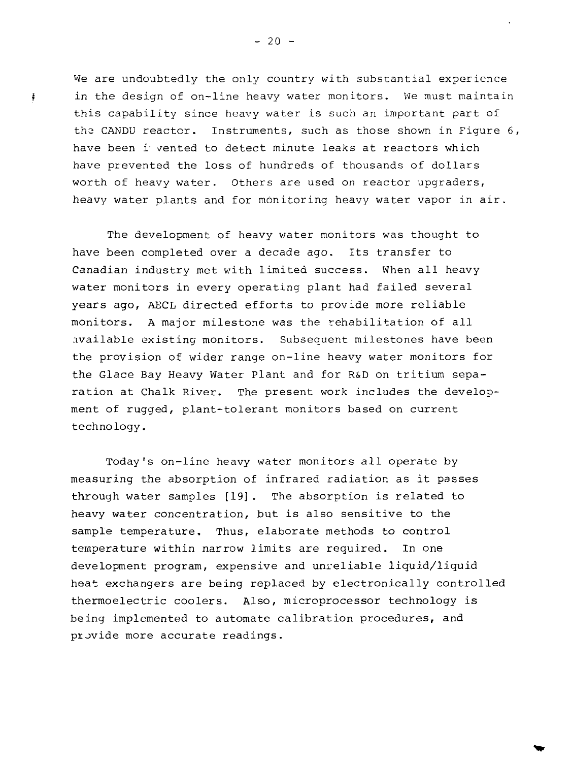We are undoubtedly the only country with substantial experience in the design of on-line heavy water monitors. We must maintain this capability since heavy water is such an important part of the CANDU reactor. Instruments, such as those shown in Figure 6, have been invented to detect minute leaks at reactors which have prevented the loss of hundreds of thousands of dollars worth of heavy water. Others are used on reactor upgraders, heavy water plants and for monitoring heavy water vapor in air.

The development of heavy water monitors was thought to have been completed over a decade ago. Its transfer to Canadian industry met with limited success. When all heavy water monitors in every operating plant had failed several years ago, AECL directed efforts to provide more reliable monitors. A major milestone was the rehabilitation of all available existing monitors. Subsequent milestones have been the provision of wider range on-line heavy water monitors for the Glace Bay Heavy Water Plant and for R&D on tritium separation at Chalk River. The present work includes the development of rugged, plant-tolerant monitors based on current technology.

Today's on-line heavy water monitors all operate by measuring the absorption of infrared radiation as it passes through water samples [19]. The absorption is related to heavy water concentration, but is also sensitive to the sample temperature. Thus, elaborate methods to control temperature within narrow limits are required. In one development program, expensive and unreliable liquid/liquid heat exchangers are being replaced by electronically controlled thermoelectric coolers. Also, microprocessor technology is being implemented to automate calibration procedures, and provide more accurate readings.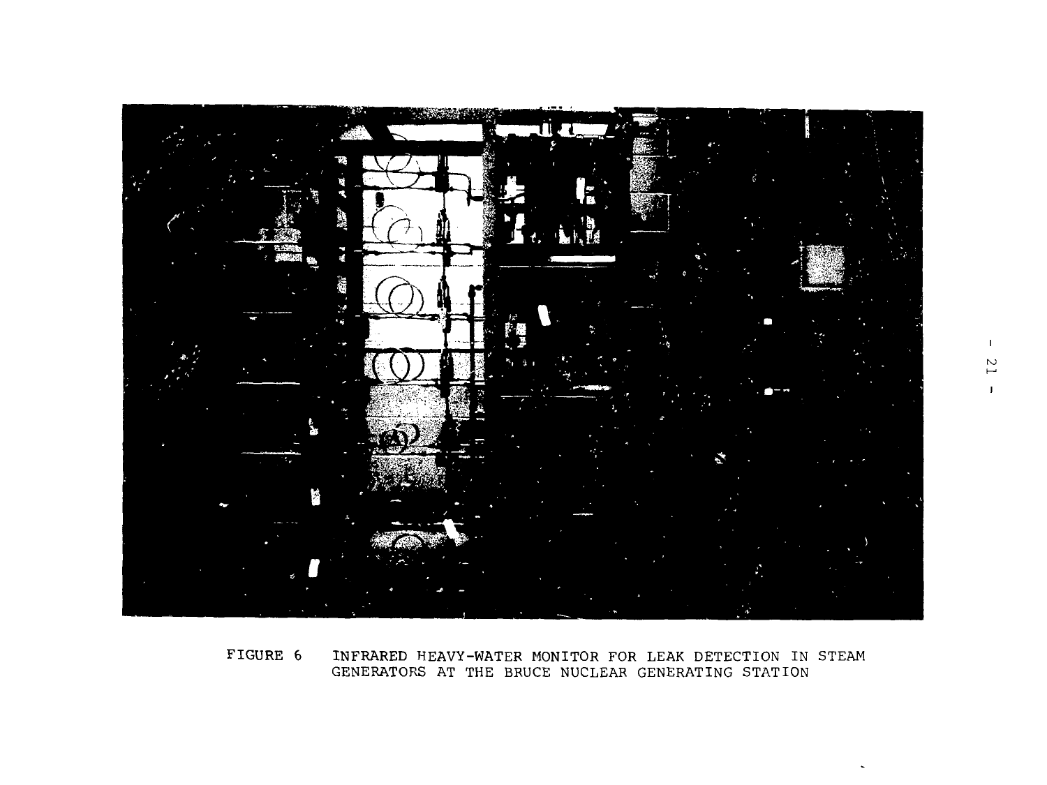FIGURE 6 INFRARED HEAVY-WATER MONITOR FOR LEAK DETECTION IN STEAM GENERATORS AT THE BRUCE NUCLEAR GENERATING STATION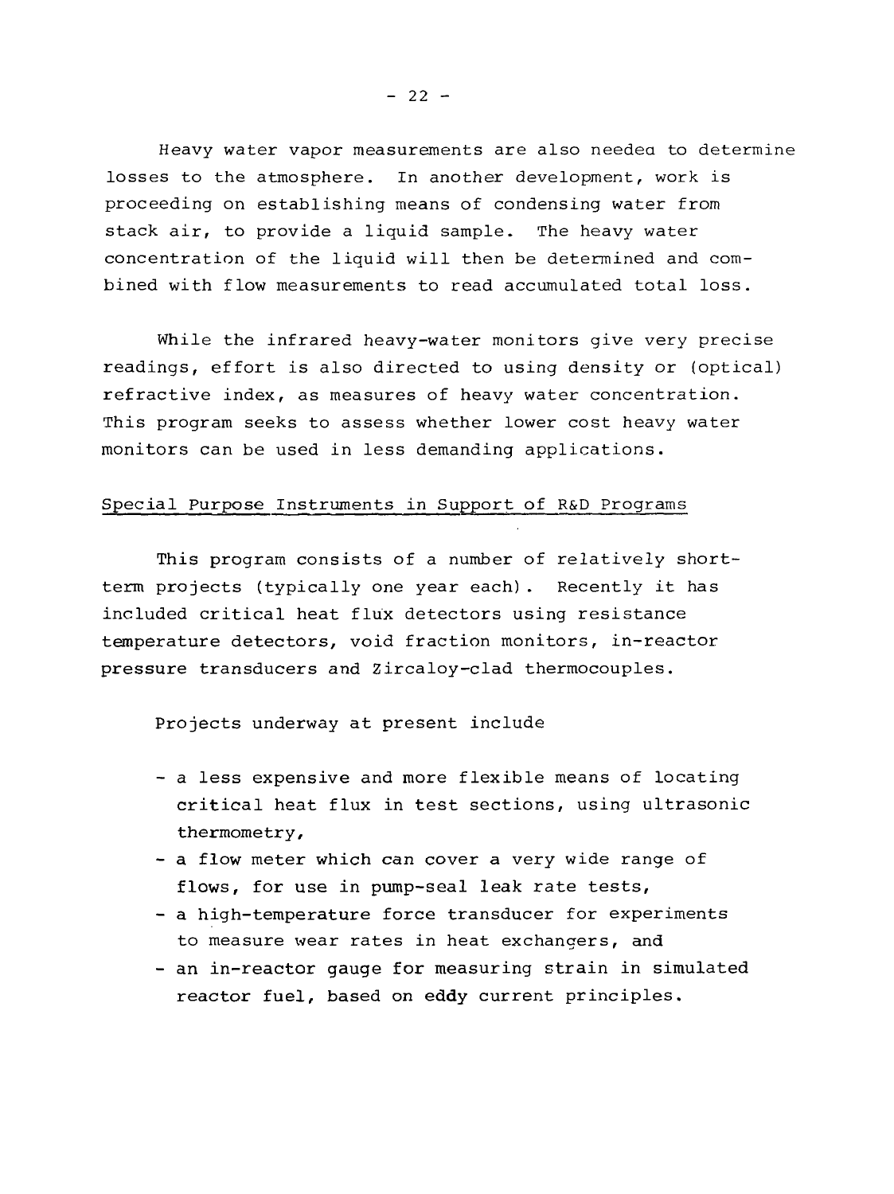Heavy water vapor measurements are also needed to determine losses to the atmosphere. In another development, work is proceeding on establishing means of condensing water from stack air, to provide a liquid sample. The heavy water concentration of the liquid will then be determined and combined with flow measurements to read accumulated total loss.

While the infrared heavy-water monitors give very precise readings, effort is also directed to using density or (optical) refractive index, as measures of heavy water concentration. This program seeks to assess whether lower cost heavy water monitors can be used in less demanding applications.

## Special Purpose Instruments in Support of R&D Programs

This program consists of a number of relatively short-term projects (typically one year each). Recently it has included critical heat flux detectors using resistance temperature detectors, void fraction monitors, in-reactor pressure transducers and Zircaloy-clad thermocouples.

Projects underway at present include

- a less expensive and more flexible means of locating critical heat flux in test sections, using ultrasonic thermometry,
- a flow meter which can cover a very wide range of flows, for use in pump-seal leak rate tests,
- a high-temperature force transducer for experiments to measure wear rates in heat exchangers, and
- an in-reactor gauge for measuring strain in simulated reactor fuel, based on eddy current principles.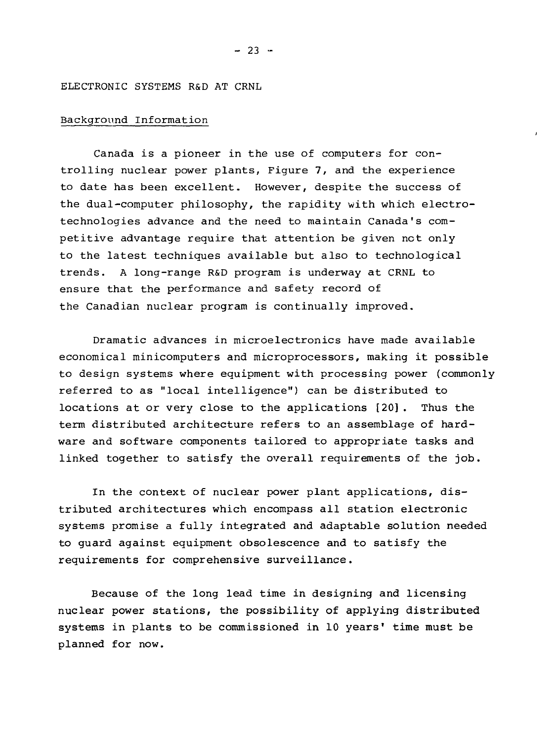## ELECTRONIC SYSTEMS R&D AT CRNL

### Background Information

Canada is a pioneer in the use of computers for controlling nuclear power plants, Figure 7, and the experience to date has been excellent. However, despite the success of the dual-computer philosophy, the rapidity with which electrotechnologies advance and the need to maintain Canada's competitive advantage require that attention be given not only to the latest techniques available but also to technological trends. A long-range R&D program is underway at CRNL to ensure that the performance and safety record of the Canadian nuclear program is continually improved.

Dramatic advances in microelectronics have made available economical minicomputers and microprocessors, making it possible to design systems where equipment with processing power (commonly referred to as "local intelligence") can be distributed to locations at or very close to the applications [20]. Thus the term distributed architecture refers to an assemblage of hardware and software components tailored to appropriate tasks and linked together to satisfy the overall requirements of the job.

In the context of nuclear power plant applications, distributed architectures which encompass all station electronic systems promise a fully integrated and adaptable solution needed to guard against equipment obsolescence and to satisfy the requirements for comprehensive surveillance.

Because of the long lead time in designing and licensing nuclear power stations, the possibility of applying distributed systems in plants to be commissioned in 10 years' time must be planned for now.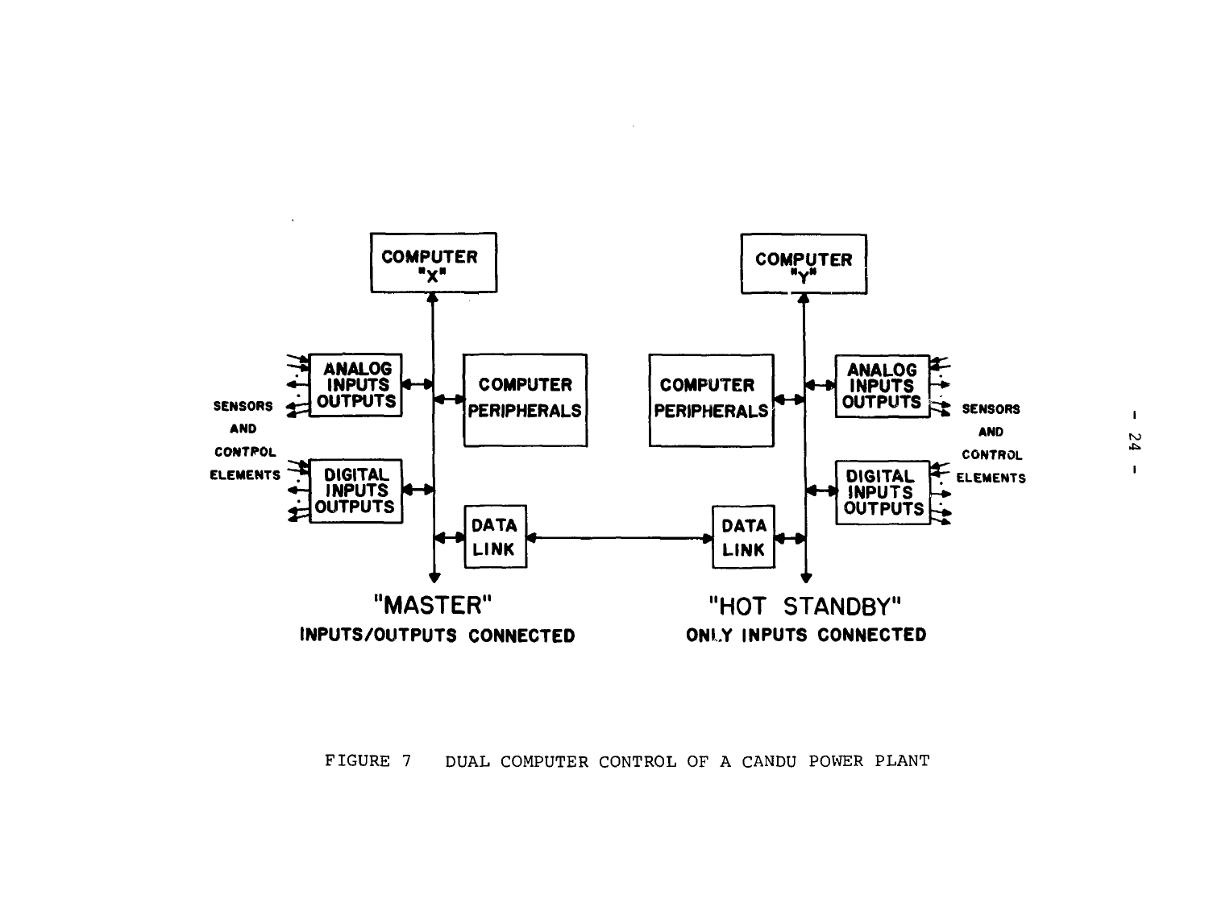COMPUTER "X"

ANALOG INPUTS OUTPUTS

COMPUTER PERIPHERALS

SENSORS AND CONTROL ELEMENTS

DIGITAL INPUTS OUTPUTS

DATA LINK

"MASTER"

INPUTS/OUTPUTS CONNECTED

COMPUTER "Y"

COMPUTER PERIPHERALS

ANALOG INPUTS OUTPUTS

SENSORS AND CONTROL ELEMENTS

DIGITAL INPUTS OUTPUTS

DATA LINK

"HOT STANDBY"

ONLY INPUTS CONNECTED

FIGURE 7 DUAL COMPUTER CONTROL OF A CANDU POWER PLANT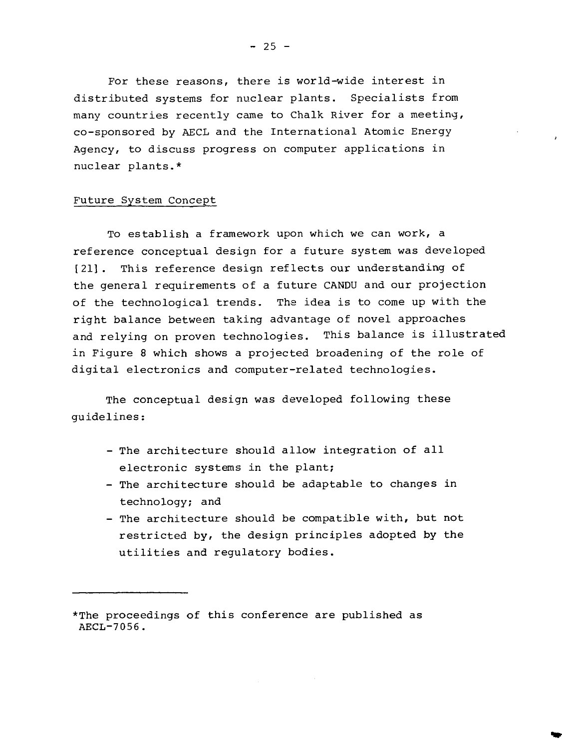For these reasons, there is world-wide interest in distributed systems for nuclear plants. Specialists from many countries recently came to Chalk River for a meeting, co-sponsored by AECL and the International Atomic Energy Agency, to discuss progress on computer applications in nuclear plants.*

## Future System Concept

To establish a framework upon which we can work, a reference conceptual design for a future system was developed [21]. This reference design reflects our understanding of the general requirements of a future CANDU and our projection of the technological trends. The idea is to come up with the right balance between taking advantage of novel approaches and relying on proven technologies. This balance is illustrated in Figure 8 which shows a projected broadening of the role of digital electronics and computer-related technologies.

The conceptual design was developed following these guidelines:

- The architecture should allow integration of all electronic systems in the plant;
- The architecture should be adaptable to changes in technology; and
- The architecture should be compatible with, but not restricted by, the design principles adopted by the utilities and regulatory bodies.

---

*The proceedings of this conference are published as AECL-7056.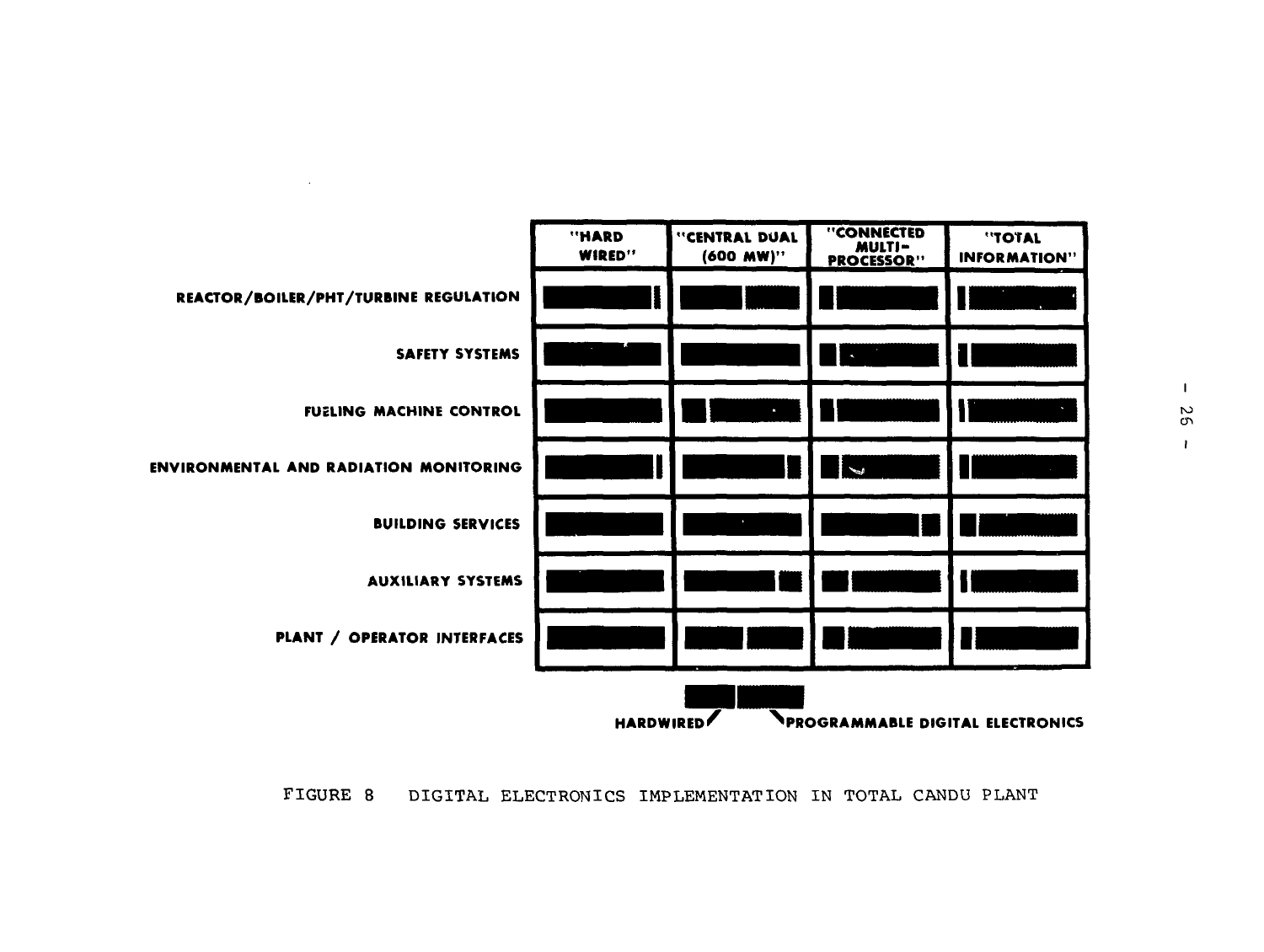| | "HARD WIRED" | "CENTRAL DUAL (600 MW)" | "CONNECTED MULTI-PROCESSOR" | "TOTAL INFORMATION" |
|---|---|---|---|---|
| REACTOR/BOILER/PHT/TURBINE REGULATION | | | | |
| SAFETY SYSTEMS | | | | |
| FUELING MACHINE CONTROL | | | | |
| ENVIRONMENTAL AND RADIATION MONITORING | | | | |
| BUILDING SERVICES | | | | |
| AUXILIARY SYSTEMS | | | | |
| PLANT / OPERATOR INTERFACES | | | | |

HARDWIRED / PROGRAMMABLE DIGITAL ELECTRONICS

FIGURE 8 DIGITAL ELECTRONICS IMPLEMENTATION IN TOTAL CANDU PLANT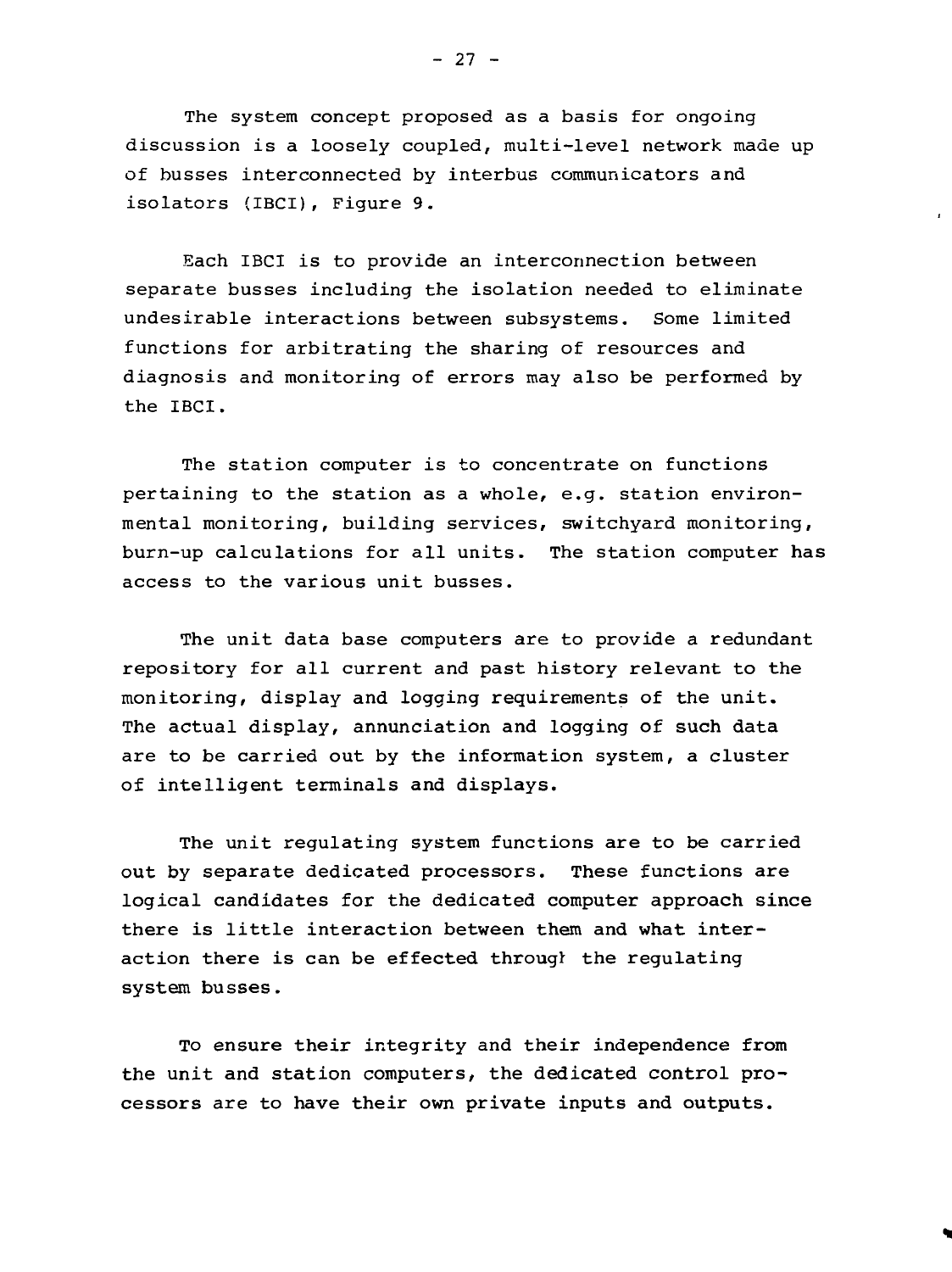The system concept proposed as a basis for ongoing discussion is a loosely coupled, multi-level network made up of busses interconnected by interbus communicators and isolators (IBCI), Figure 9.

Each IBCI is to provide an interconnection between separate busses including the isolation needed to eliminate undesirable interactions between subsystems. Some limited functions for arbitrating the sharing of resources and diagnosis and monitoring of errors may also be performed by the IBCI.

The station computer is to concentrate on functions pertaining to the station as a whole, e.g. station environmental monitoring, building services, switchyard monitoring, burn-up calculations for all units. The station computer has access to the various unit busses.

The unit data base computers are to provide a redundant repository for all current and past history relevant to the monitoring, display and logging requirements of the unit. The actual display, annunciation and logging of such data are to be carried out by the information system, a cluster of intelligent terminals and displays.

The unit regulating system functions are to be carried out by separate dedicated processors. These functions are logical candidates for the dedicated computer approach since there is little interaction between them and what interaction there is can be effected through the regulating system busses.

To ensure their integrity and their independence from the unit and station computers, the dedicated control processors are to have their own private inputs and outputs.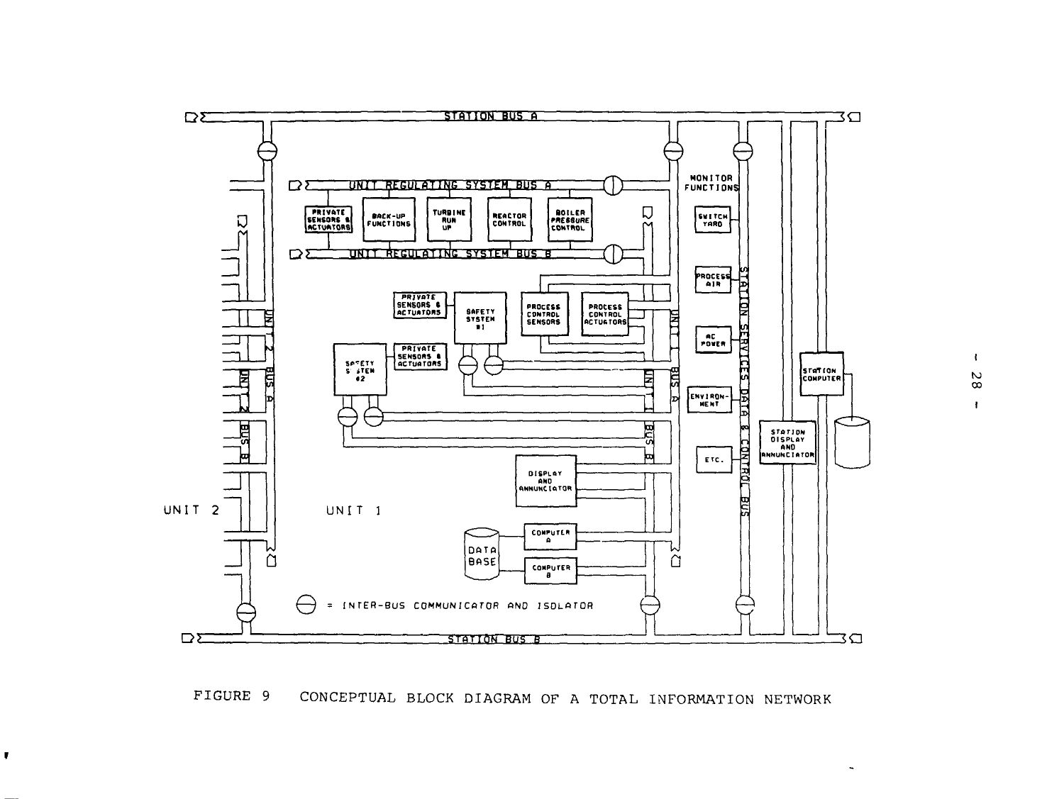FIGURE 9 CONCEPTUAL BLOCK DIAGRAM OF A TOTAL INFORMATION NETWORK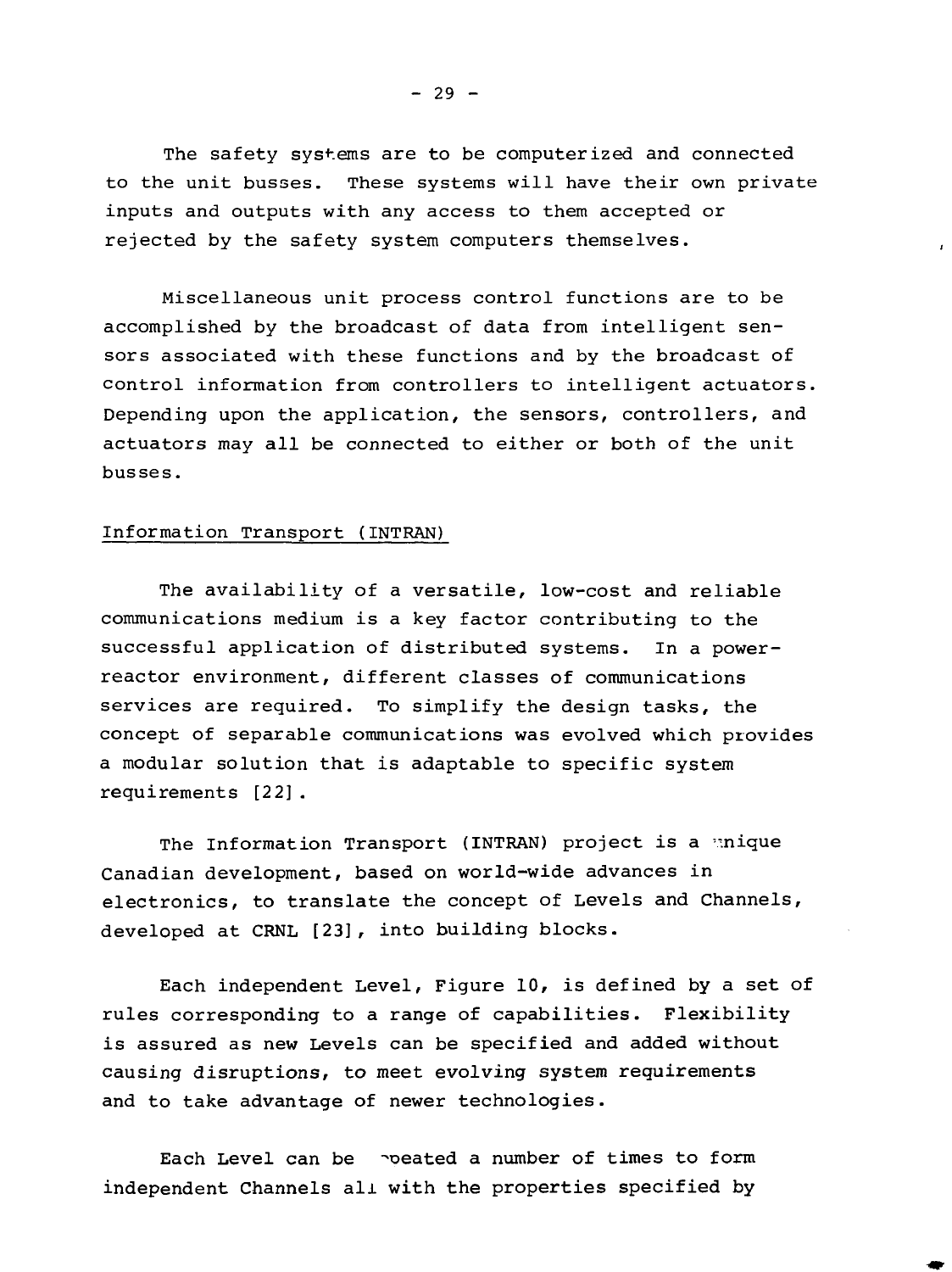The safety systems are to be computerized and connected to the unit busses. These systems will have their own private inputs and outputs with any access to them accepted or rejected by the safety system computers themselves.

Miscellaneous unit process control functions are to be accomplished by the broadcast of data from intelligent sensors associated with these functions and by the broadcast of control information from controllers to intelligent actuators. Depending upon the application, the sensors, controllers, and actuators may all be connected to either or both of the unit busses.

Information Transport (INTRAN)

The availability of a versatile, low-cost and reliable communications medium is a key factor contributing to the successful application of distributed systems. In a power-reactor environment, different classes of communications services are required. To simplify the design tasks, the concept of separable communications was evolved which provides a modular solution that is adaptable to specific system requirements [22].

The Information Transport (INTRAN) project is a unique Canadian development, based on world-wide advances in electronics, to translate the concept of Levels and Channels, developed at CRNL [23], into building blocks.

Each independent Level, Figure 10, is defined by a set of rules corresponding to a range of capabilities. Flexibility is assured as new Levels can be specified and added without causing disruptions, to meet evolving system requirements and to take advantage of newer technologies.

Each Level can be repeated a number of times to form independent Channels all with the properties specified by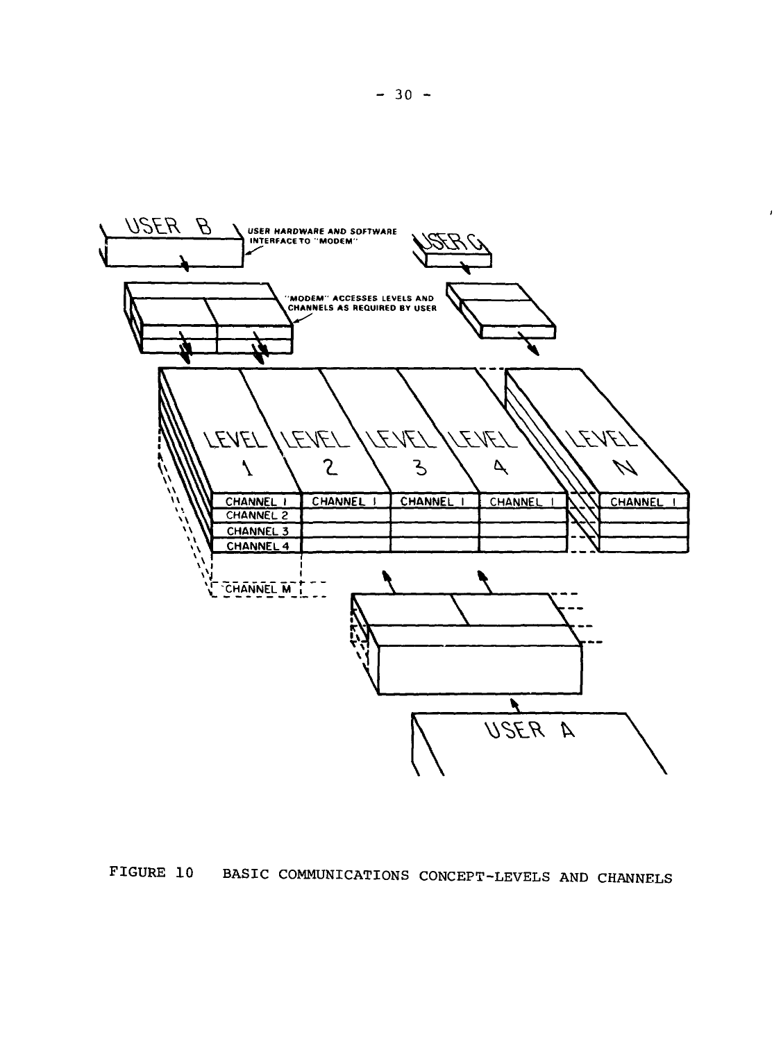USER B

USER HARDWARE AND SOFTWARE INTERFACE TO "MODEM"

USER C

"MODEM" ACCESSES LEVELS AND CHANNELS AS REQUIRED BY USER

LEVEL 1 | LEVEL 2 | LEVEL 3 | LEVEL 4 | LEVEL N

CHANNEL 1 | CHANNEL 1 | CHANNEL 1 | CHANNEL 1 | CHANNEL 1

CHANNEL 2

CHANNEL 3

CHANNEL 4

CHANNEL M

USER A

FIGURE 10 BASIC COMMUNICATIONS CONCEPT-LEVELS AND CHANNELS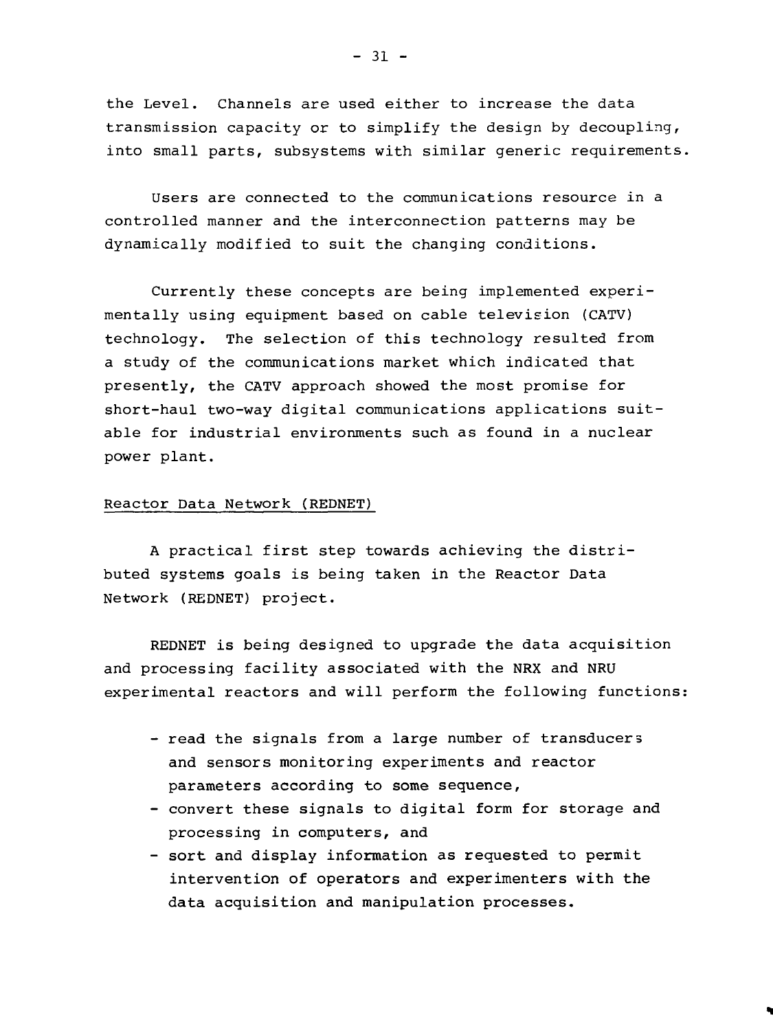the Level. Channels are used either to increase the data transmission capacity or to simplify the design by decoupling, into small parts, subsystems with similar generic requirements.

Users are connected to the communications resource in a controlled manner and the interconnection patterns may be dynamically modified to suit the changing conditions.

Currently these concepts are being implemented experimentally using equipment based on cable television (CATV) technology. The selection of this technology resulted from a study of the communications market which indicated that presently, the CATV approach showed the most promise for short-haul two-way digital communications applications suitable for industrial environments such as found in a nuclear power plant.

## Reactor Data Network (REDNET)

A practical first step towards achieving the distributed systems goals is being taken in the Reactor Data Network (REDNET) project.

REDNET is being designed to upgrade the data acquisition and processing facility associated with the NRX and NRU experimental reactors and will perform the following functions:

- read the signals from a large number of transducers and sensors monitoring experiments and reactor parameters according to some sequence,
- convert these signals to digital form for storage and processing in computers, and
- sort and display information as requested to permit intervention of operators and experimenters with the data acquisition and manipulation processes.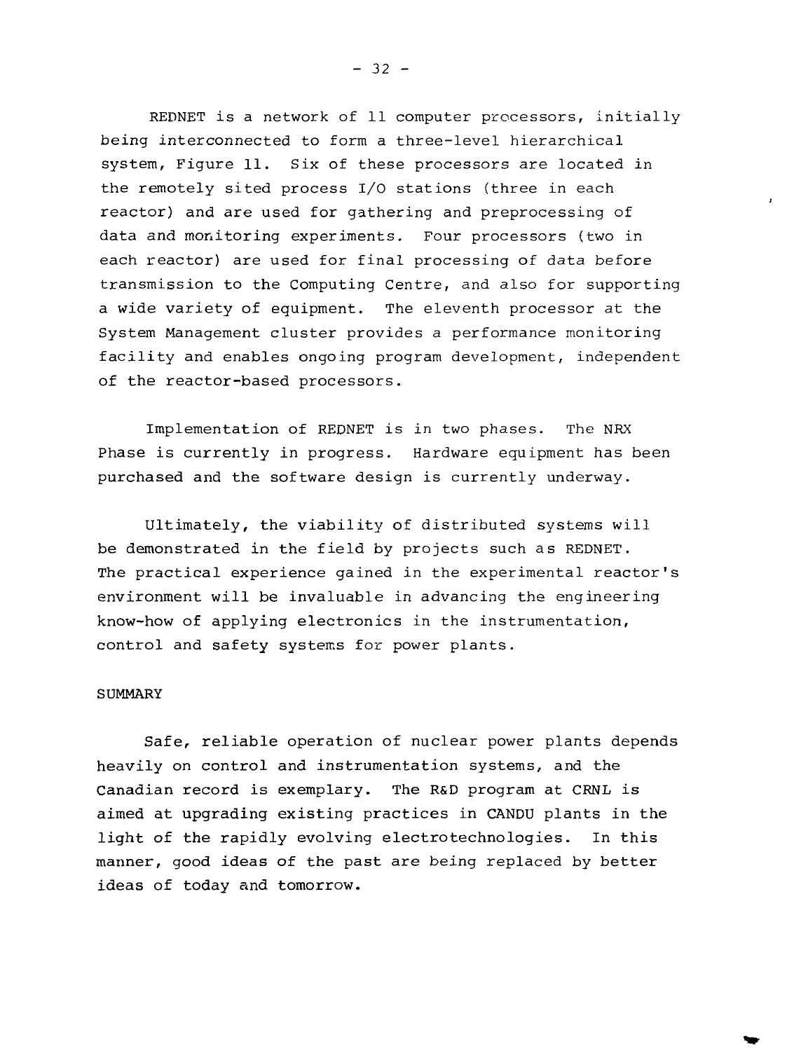REDNET is a network of 11 computer processors, initially being interconnected to form a three-level hierarchical system, Figure 11. Six of these processors are located in the remotely sited process I/O stations (three in each reactor) and are used for gathering and preprocessing of data and monitoring experiments. Four processors (two in each reactor) are used for final processing of data before transmission to the Computing Centre, and also for supporting a wide variety of equipment. The eleventh processor at the System Management cluster provides a performance monitoring facility and enables ongoing program development, independent of the reactor-based processors.

Implementation of REDNET is in two phases. The NRX Phase is currently in progress. Hardware equipment has been purchased and the software design is currently underway.

Ultimately, the viability of distributed systems will be demonstrated in the field by projects such as REDNET. The practical experience gained in the experimental reactor's environment will be invaluable in advancing the engineering know-how of applying electronics in the instrumentation, control and safety systems for power plants.

## SUMMARY

Safe, reliable operation of nuclear power plants depends heavily on control and instrumentation systems, and the Canadian record is exemplary. The R&D program at CRNL is aimed at upgrading existing practices in CANDU plants in the light of the rapidly evolving electrotechnologies. In this manner, good ideas of the past are being replaced by better ideas of today and tomorrow.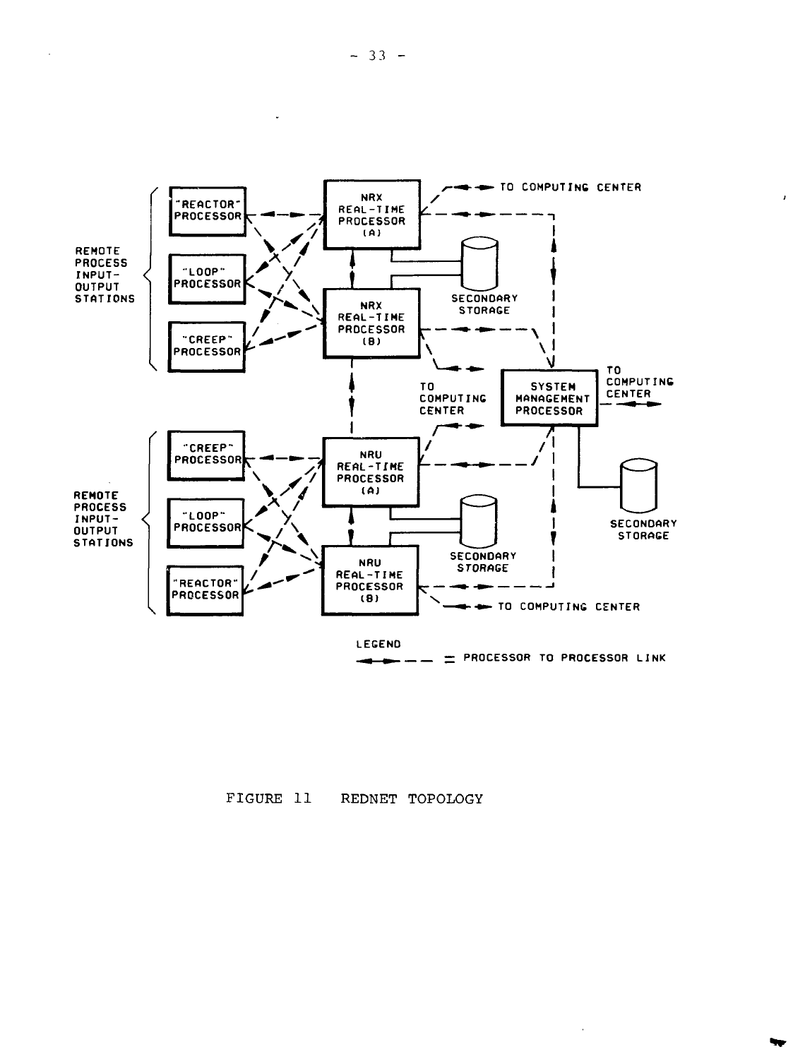REMOTE PROCESS INPUT-OUTPUT STATIONS

"REACTOR" PROCESSOR

"LOOP" PROCESSOR

"CREEP" PROCESSOR

NRX REAL-TIME PROCESSOR (A)

NRX REAL-TIME PROCESSOR (B)

SECONDARY STORAGE

TO COMPUTING CENTER

TO COMPUTING CENTER

SYSTEM MANAGEMENT PROCESSOR

TO COMPUTING CENTER

SECONDARY STORAGE

REMOTE PROCESS INPUT-OUTPUT STATIONS

"CREEP" PROCESSOR

"LOOP" PROCESSOR

"REACTOR" PROCESSOR

NRU REAL-TIME PROCESSOR (A)

NRU REAL-TIME PROCESSOR (B)

SECONDARY STORAGE

TO COMPUTING CENTER

LEGEND

◄─► ─ ─ = PROCESSOR TO PROCESSOR LINK

FIGURE 11 REDNET TOPOLOGY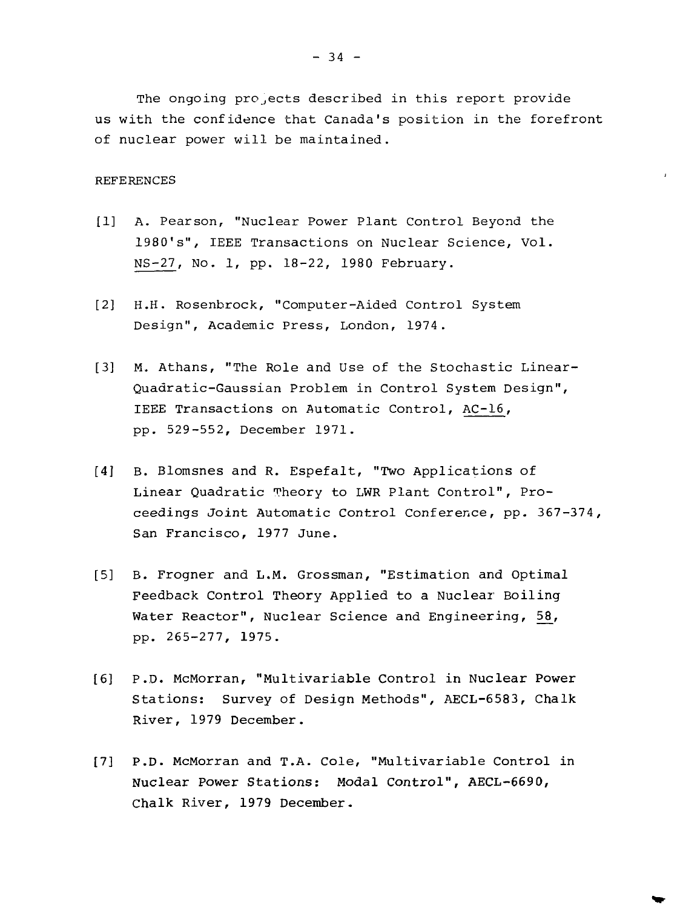The ongoing projects described in this report provide us with the confidence that Canada's position in the forefront of nuclear power will be maintained.

REFERENCES

[1] A. Pearson, "Nuclear Power Plant Control Beyond the 1980's", IEEE Transactions on Nuclear Science, Vol. NS-27, No. 1, pp. 18-22, 1980 February.

[2] H.H. Rosenbrock, "Computer-Aided Control System Design", Academic Press, London, 1974.

[3] M. Athans, "The Role and Use of the Stochastic Linear-Quadratic-Gaussian Problem in Control System Design", IEEE Transactions on Automatic Control, AC-16, pp. 529-552, December 1971.

[4] B. Blomsnes and R. Espefalt, "Two Applications of Linear Quadratic Theory to LWR Plant Control", Proceedings Joint Automatic Control Conference, pp. 367-374, San Francisco, 1977 June.

[5] B. Frogner and L.M. Grossman, "Estimation and Optimal Feedback Control Theory Applied to a Nuclear Boiling Water Reactor", Nuclear Science and Engineering, 58, pp. 265-277, 1975.

[6] P.D. McMorran, "Multivariable Control in Nuclear Power Stations: Survey of Design Methods", AECL-6583, Chalk River, 1979 December.

[7] P.D. McMorran and T.A. Cole, "Multivariable Control in Nuclear Power Stations: Modal Control", AECL-6690, Chalk River, 1979 December.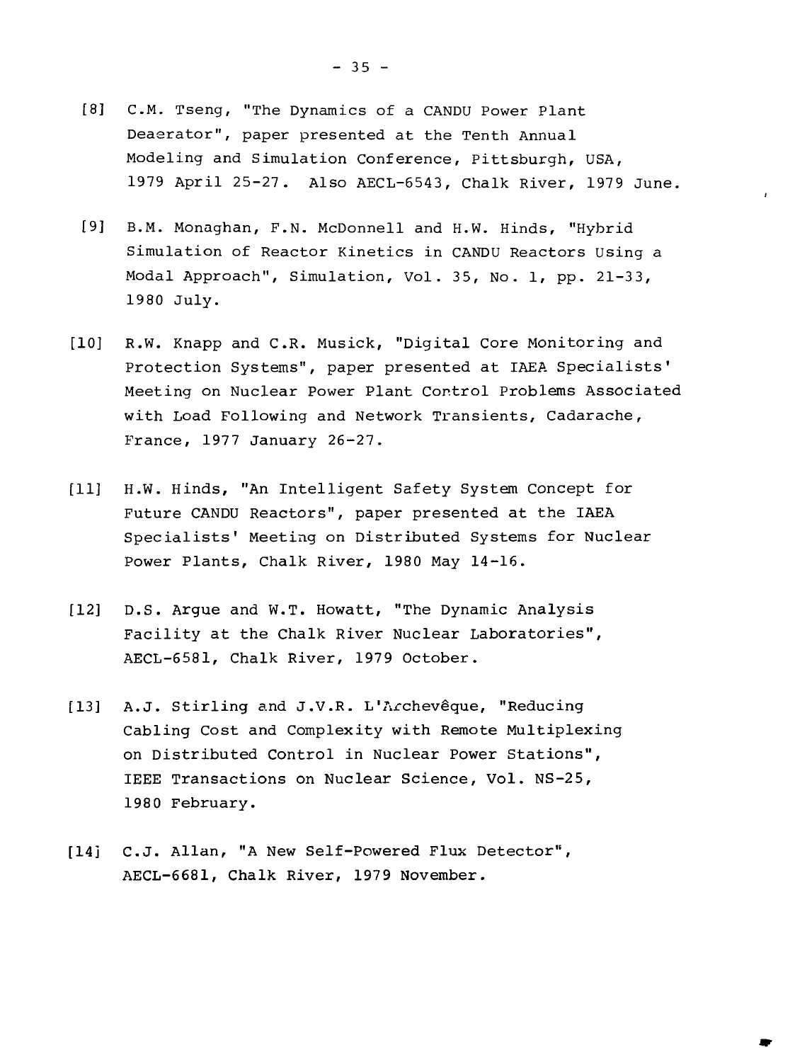[8] C.M. Tseng, "The Dynamics of a CANDU Power Plant Deaerator", paper presented at the Tenth Annual Modeling and Simulation Conference, Pittsburgh, USA, 1979 April 25-27. Also AECL-6543, Chalk River, 1979 June.

[9] B.M. Monaghan, F.N. McDonnell and H.W. Hinds, "Hybrid Simulation of Reactor Kinetics in CANDU Reactors Using a Modal Approach", Simulation, Vol. 35, No. 1, pp. 21-33, 1980 July.

[10] R.W. Knapp and C.R. Musick, "Digital Core Monitoring and Protection Systems", paper presented at IAEA Specialists' Meeting on Nuclear Power Plant Control Problems Associated with Load Following and Network Transients, Cadarache, France, 1977 January 26-27.

[11] H.W. Hinds, "An Intelligent Safety System Concept for Future CANDU Reactors", paper presented at the IAEA Specialists' Meeting on Distributed Systems for Nuclear Power Plants, Chalk River, 1980 May 14-16.

[12] D.S. Argue and W.T. Howatt, "The Dynamic Analysis Facility at the Chalk River Nuclear Laboratories", AECL-6581, Chalk River, 1979 October.

[13] A.J. Stirling and J.V.R. L'Archevêque, "Reducing Cabling Cost and Complexity with Remote Multiplexing on Distributed Control in Nuclear Power Stations", IEEE Transactions on Nuclear Science, Vol. NS-25, 1980 February.

[14] C.J. Allan, "A New Self-Powered Flux Detector", AECL-6681, Chalk River, 1979 November.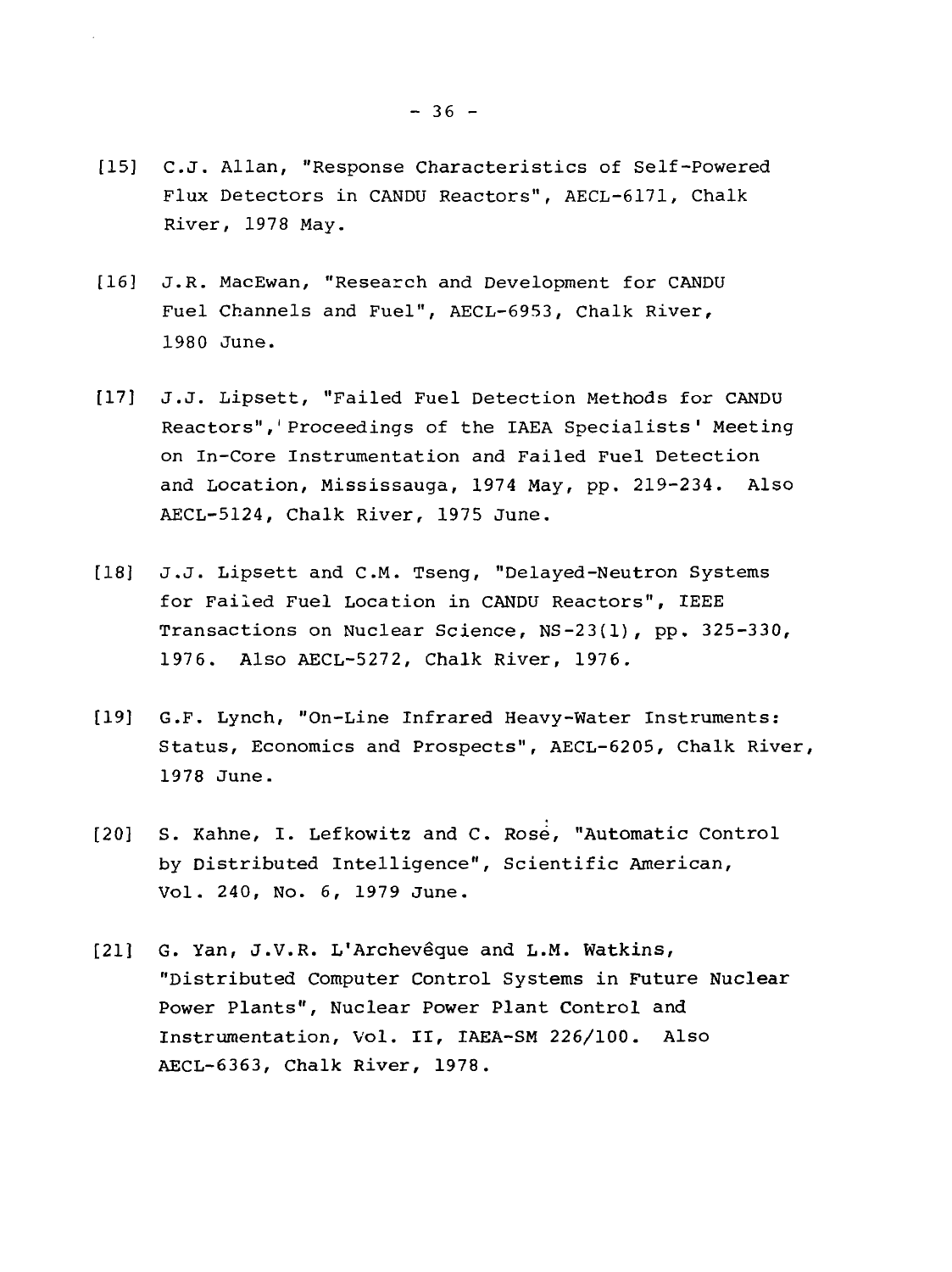[15] C.J. Allan, "Response Characteristics of Self-Powered Flux Detectors in CANDU Reactors", AECL-6171, Chalk River, 1978 May.

[16] J.R. MacEwan, "Research and Development for CANDU Fuel Channels and Fuel", AECL-6953, Chalk River, 1980 June.

[17] J.J. Lipsett, "Failed Fuel Detection Methods for CANDU Reactors", Proceedings of the IAEA Specialists' Meeting on In-Core Instrumentation and Failed Fuel Detection and Location, Mississauga, 1974 May, pp. 219-234. Also AECL-5124, Chalk River, 1975 June.

[18] J.J. Lipsett and C.M. Tseng, "Delayed-Neutron Systems for Failed Fuel Location in CANDU Reactors", IEEE Transactions on Nuclear Science, NS-23(1), pp. 325-330, 1976. Also AECL-5272, Chalk River, 1976.

[19] G.F. Lynch, "On-Line Infrared Heavy-Water Instruments: Status, Economics and Prospects", AECL-6205, Chalk River, 1978 June.

[20] S. Kahne, I. Lefkowitz and C. Rose, "Automatic Control by Distributed Intelligence", Scientific American, Vol. 240, No. 6, 1979 June.

[21] G. Yan, J.V.R. L'Archevêque and L.M. Watkins, "Distributed Computer Control Systems in Future Nuclear Power Plants", Nuclear Power Plant Control and Instrumentation, Vol. II, IAEA-SM 226/100. Also AECL-6363, Chalk River, 1978.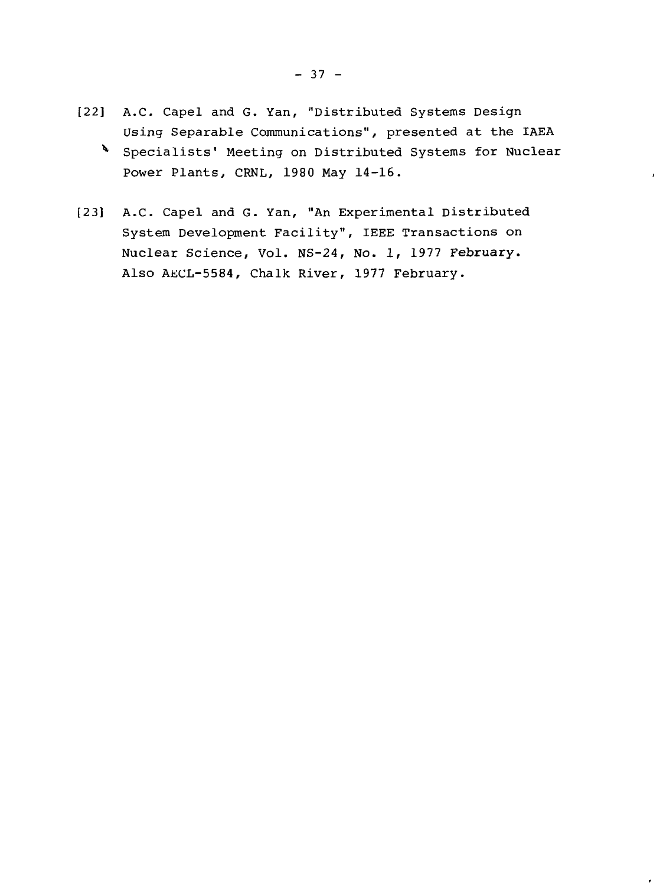[22] A.C. Capel and G. Yan, "Distributed Systems Design Using Separable Communications", presented at the IAEA Specialists' Meeting on Distributed Systems for Nuclear Power Plants, CRNL, 1980 May 14-16.

[23] A.C. Capel and G. Yan, "An Experimental Distributed System Development Facility", IEEE Transactions on Nuclear Science, Vol. NS-24, No. 1, 1977 February. Also AECL-5584, Chalk River, 1977 February.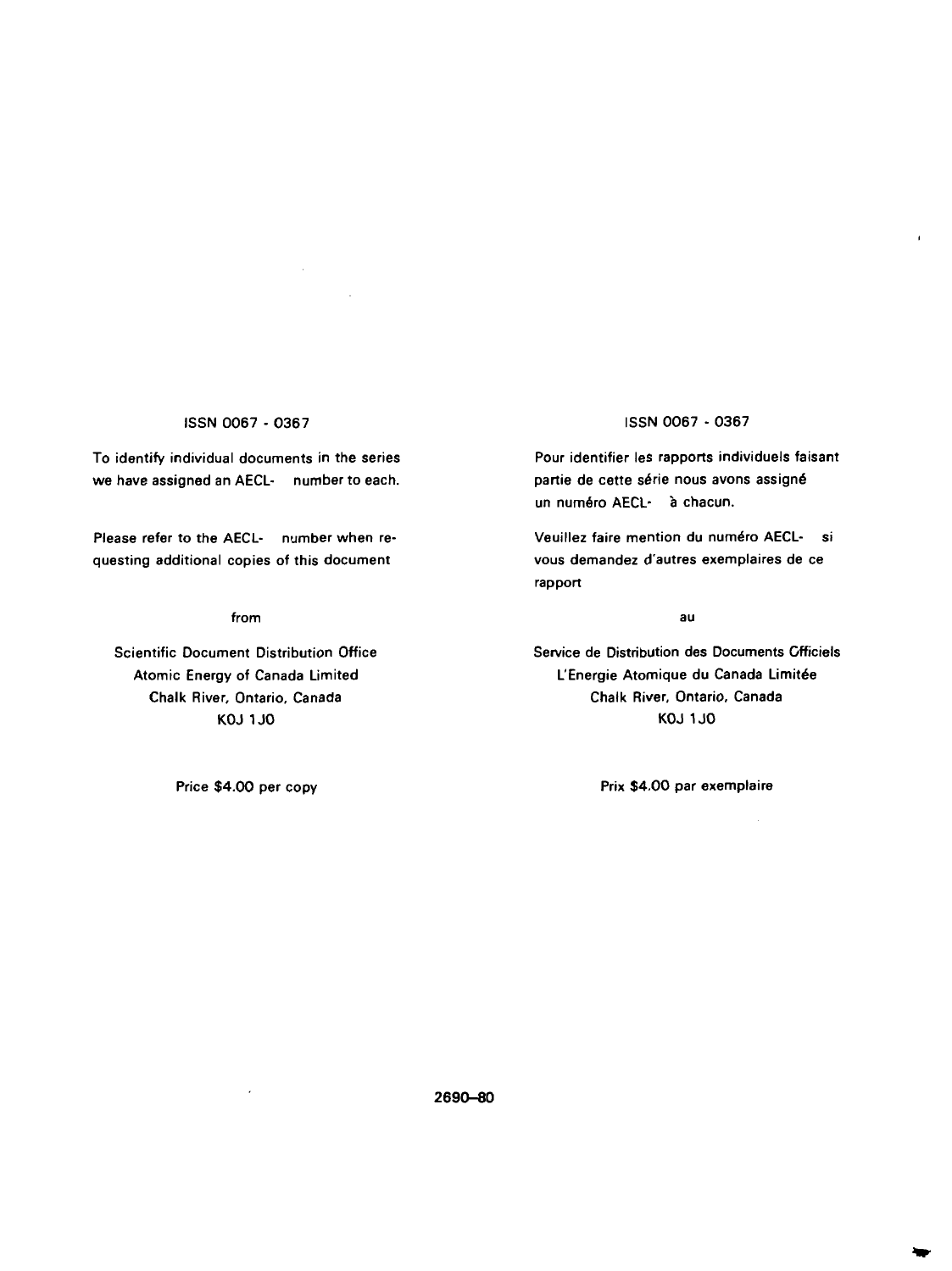ISSN 0067 - 0367

To identify individual documents in the series we have assigned an AECL- number to each.

Please refer to the AECL- number when requesting additional copies of this document

from

Scientific Document Distribution Office
Atomic Energy of Canada Limited
Chalk River, Ontario, Canada
K0J 1J0

Price $4.00 per copy

ISSN 0067 - 0367

Pour identifier les rapports individuels faisant partie de cette série nous avons assigné un numéro AECL- à chacun.

Veuillez faire mention du numéro AECL- si vous demandez d'autres exemplaires de ce rapport

au

Service de Distribution des Documents Officiels
L'Energie Atomique du Canada Limitée
Chalk River, Ontario, Canada
K0J 1J0

Prix $4.00 par exemplaire

2690–80